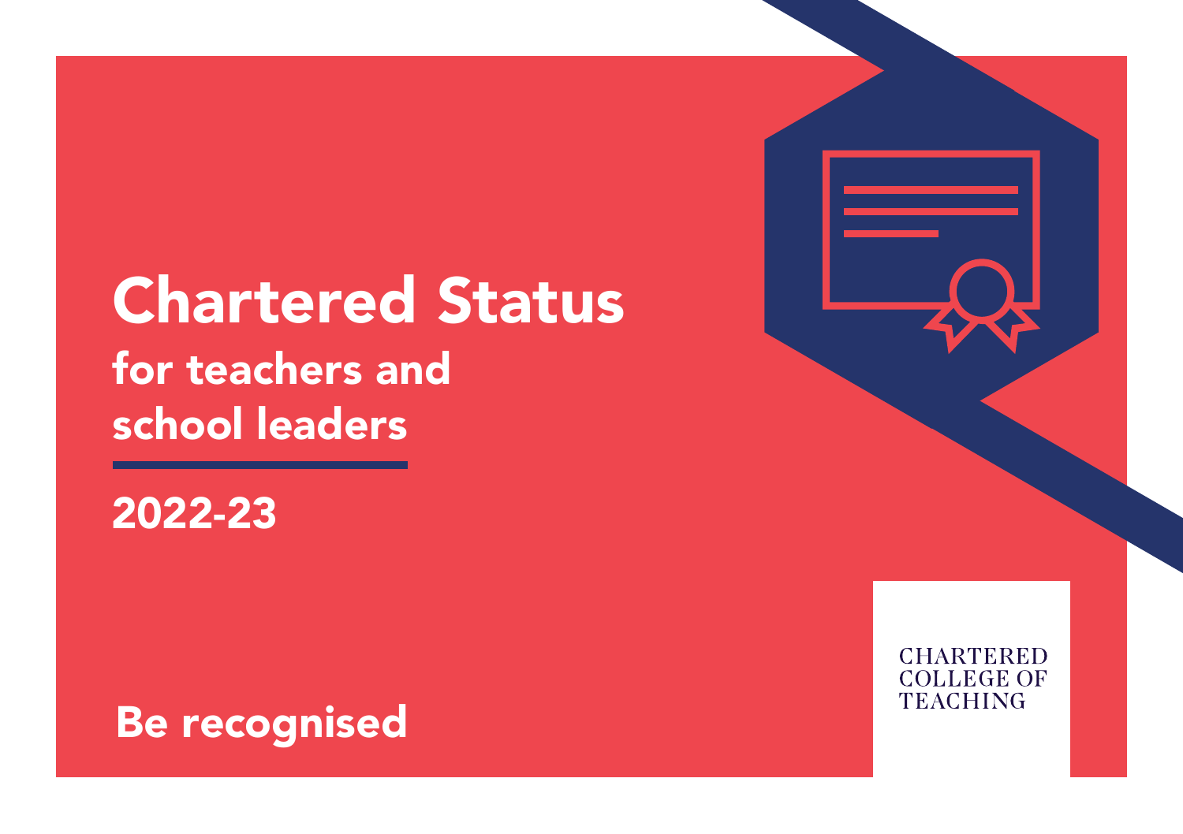# Chartered Status

## for teachers and school leaders

## 2022-23

**Be recognised**

CHARTERED COLLEGE OF TEACHING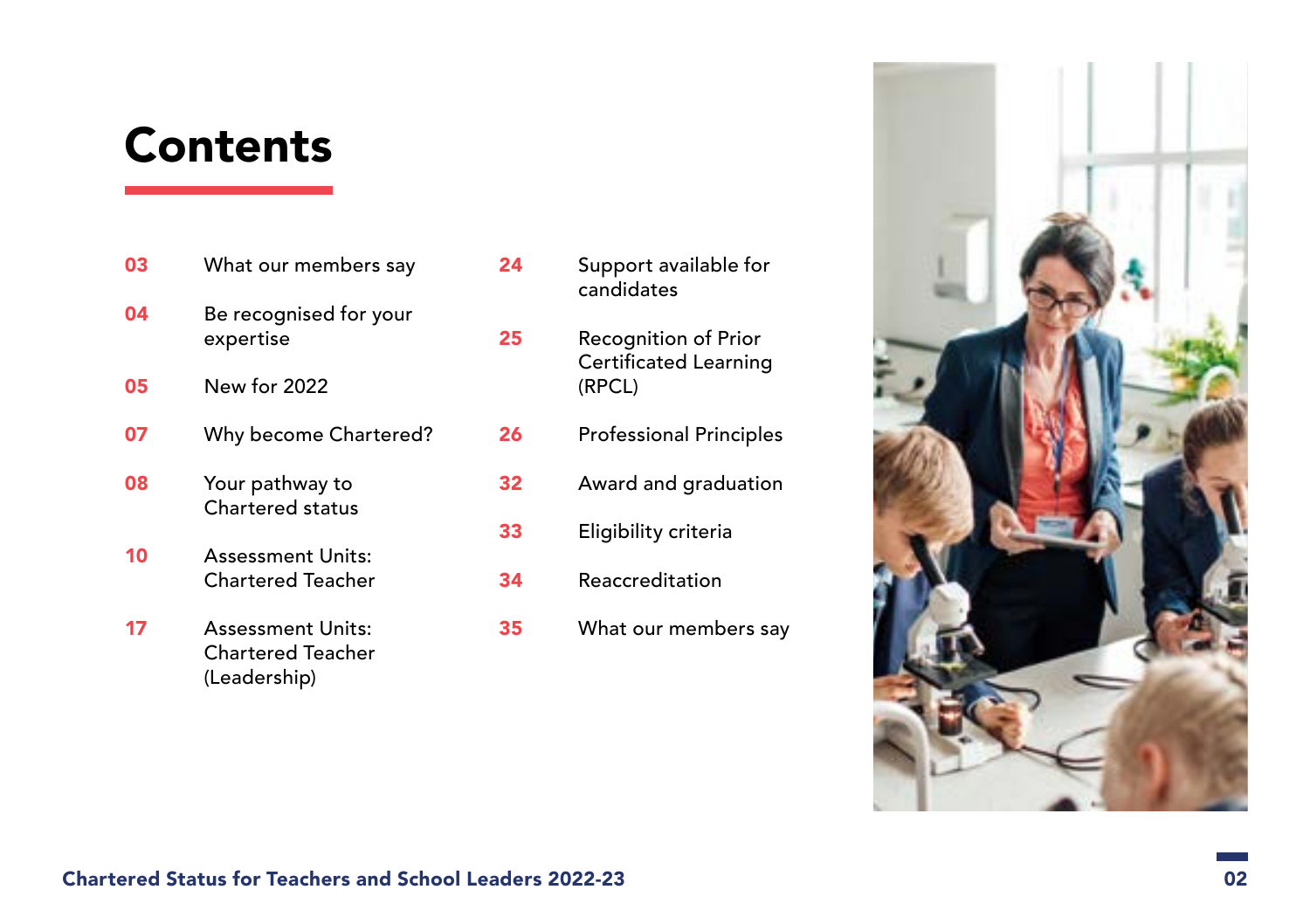# Contents

| | |
|---|---|
| 03 | What our members say |
| 04 | Be recognised for your expertise |
| 05 | New for 2022 |
| 07 | Why become Chartered? |
| 08 | Your pathway to Chartered status |
| 10 | Assessment Units: Chartered Teacher |
| 17 | Assessment Units: Chartered Teacher (Leadership) |
| 24 | Support available for candidates |
| 25 | Recognition of Prior Certificated Learning (RPCL) |
| 26 | Professional Principles |
| 32 | Award and graduation |
| 33 | Eligibility criteria |
| 34 | Reaccreditation |
| 35 | What our members say |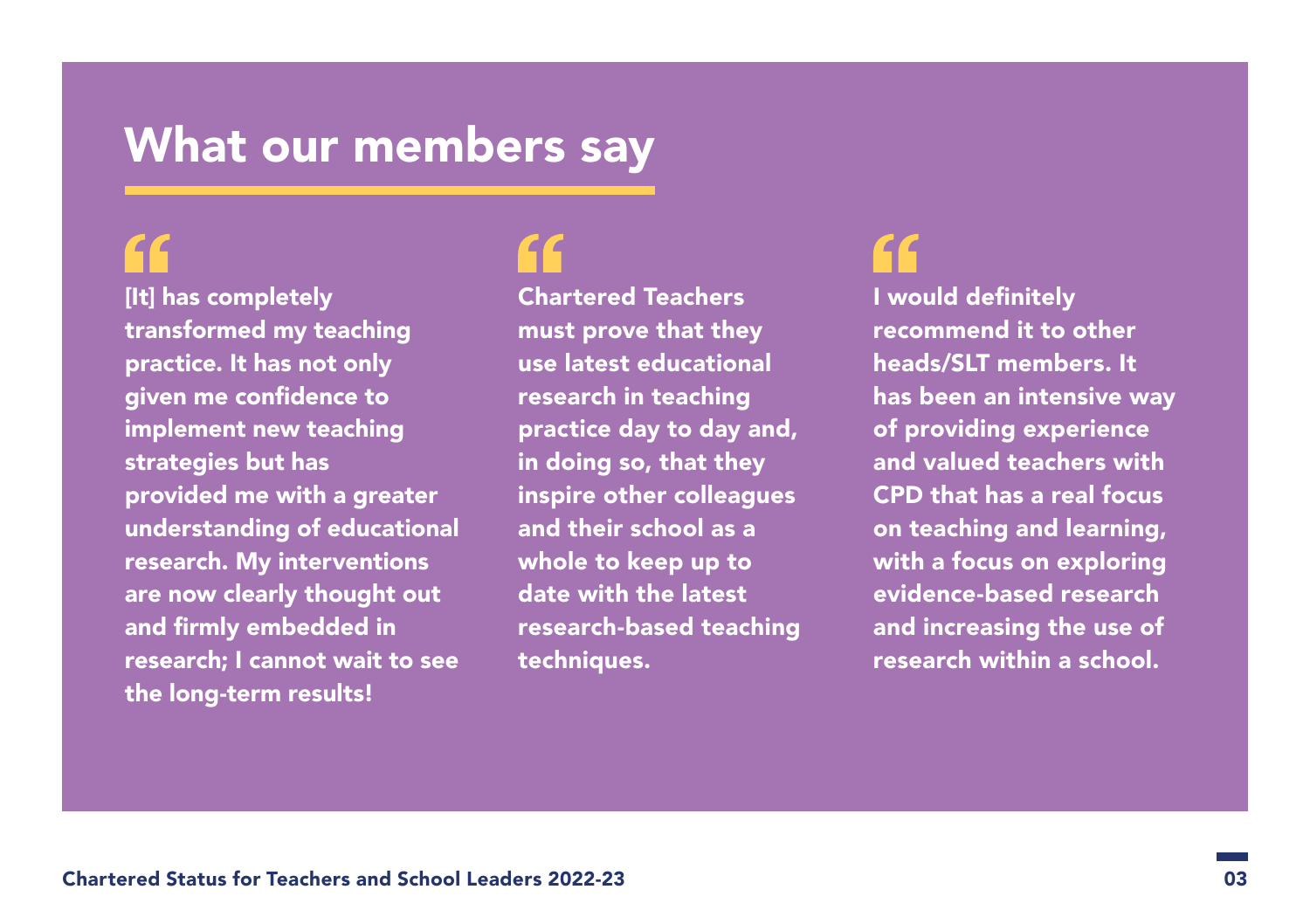# What our members say

> [It] has completely transformed my teaching practice. It has not only given me confidence to implement new teaching strategies but has provided me with a greater understanding of educational research. My interventions are now clearly thought out and firmly embedded in research; I cannot wait to see the long-term results!

> Chartered Teachers must prove that they use latest educational research in teaching practice day to day and, in doing so, that they inspire other colleagues and their school as a whole to keep up to date with the latest research-based teaching techniques.

> I would definitely recommend it to other heads/SLT members. It has been an intensive way of providing experience and valued teachers with CPD that has a real focus on teaching and learning, with a focus on exploring evidence-based research and increasing the use of research within a school.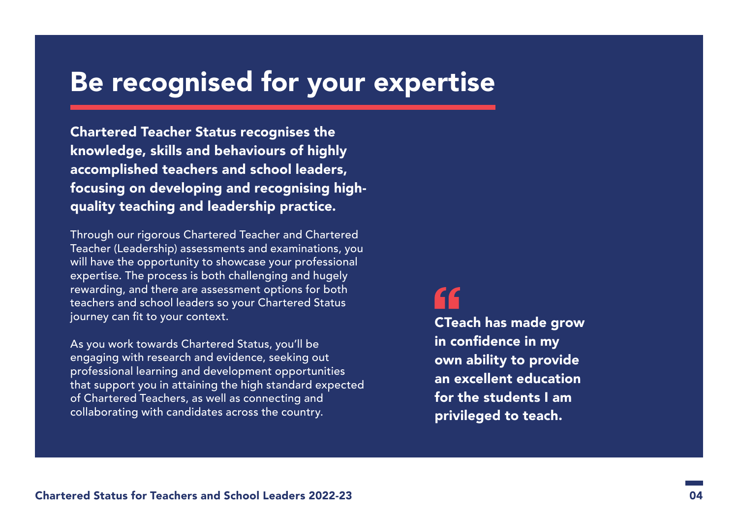# Be recognised for your expertise

**Chartered Teacher Status recognises the knowledge, skills and behaviours of highly accomplished teachers and school leaders, focusing on developing and recognising high-quality teaching and leadership practice.**

Through our rigorous Chartered Teacher and Chartered Teacher (Leadership) assessments and examinations, you will have the opportunity to showcase your professional expertise. The process is both challenging and hugely rewarding, and there are assessment options for both teachers and school leaders so your Chartered Status journey can fit to your context.

As you work towards Chartered Status, you'll be engaging with research and evidence, seeking out professional learning and development opportunities that support you in attaining the high standard expected of Chartered Teachers, as well as connecting and collaborating with candidates across the country.

> **"CTeach has made grow in confidence in my own ability to provide an excellent education for the students I am privileged to teach.**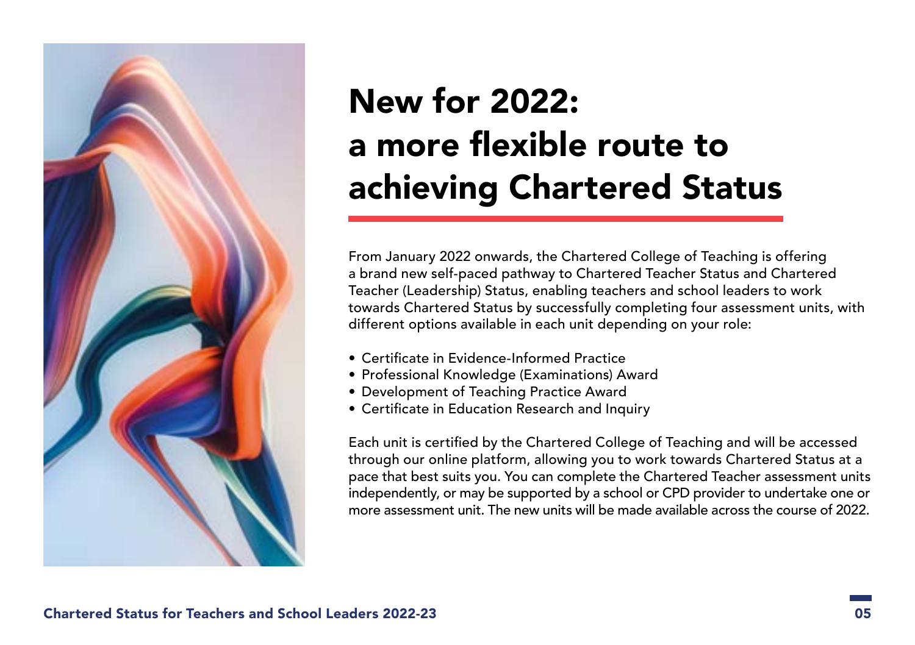# New for 2022: a more flexible route to achieving Chartered Status

From January 2022 onwards, the Chartered College of Teaching is offering a brand new self-paced pathway to Chartered Teacher Status and Chartered Teacher (Leadership) Status, enabling teachers and school leaders to work towards Chartered Status by successfully completing four assessment units, with different options available in each unit depending on your role:

- Certificate in Evidence-Informed Practice
- Professional Knowledge (Examinations) Award
- Development of Teaching Practice Award
- Certificate in Education Research and Inquiry

Each unit is certified by the Chartered College of Teaching and will be accessed through our online platform, allowing you to work towards Chartered Status at a pace that best suits you. You can complete the Chartered Teacher assessment units independently, or may be supported by a school or CPD provider to undertake one or more assessment unit. The new units will be made available across the course of 2022.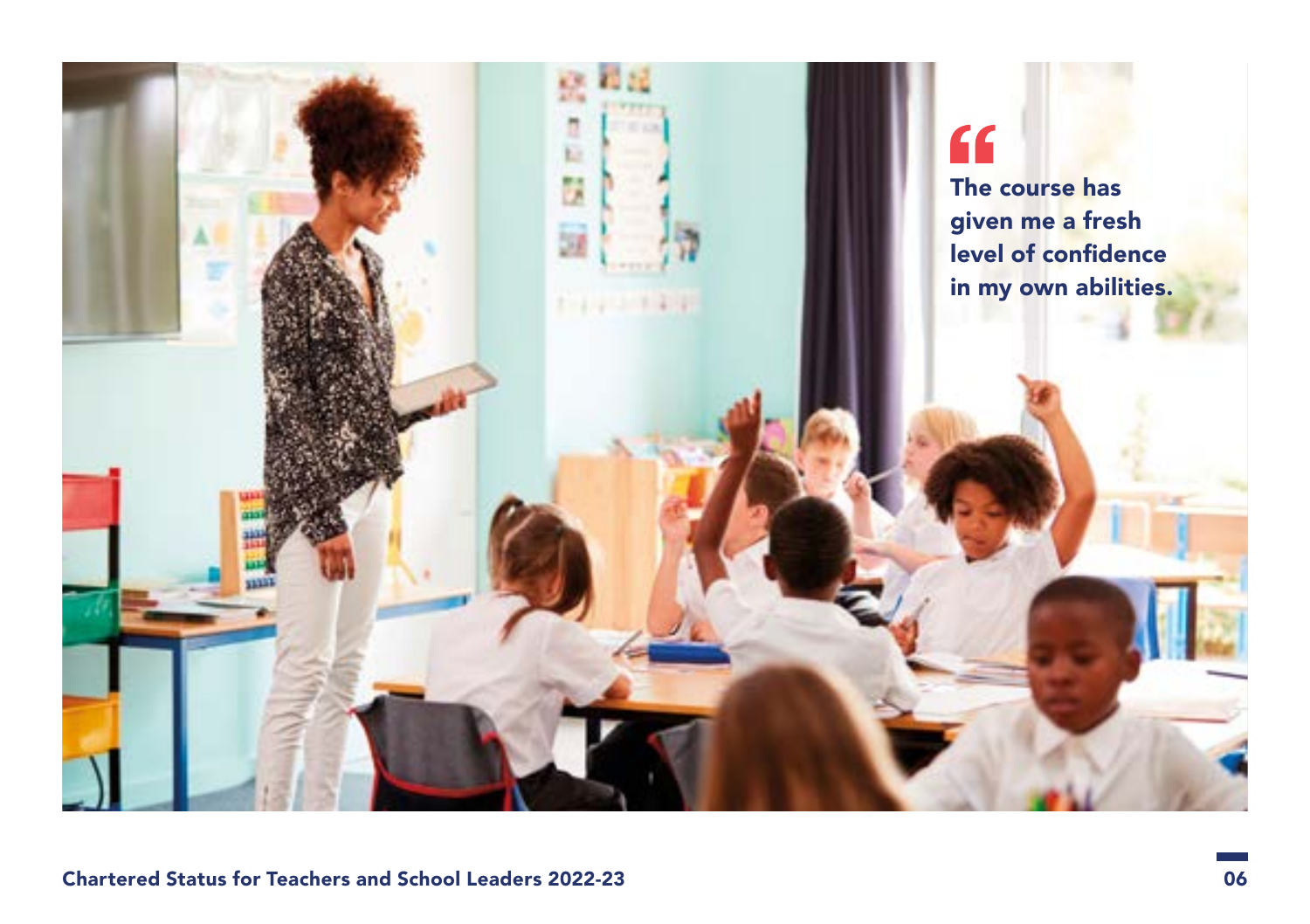> The course has given me a fresh level of confidence in my own abilities.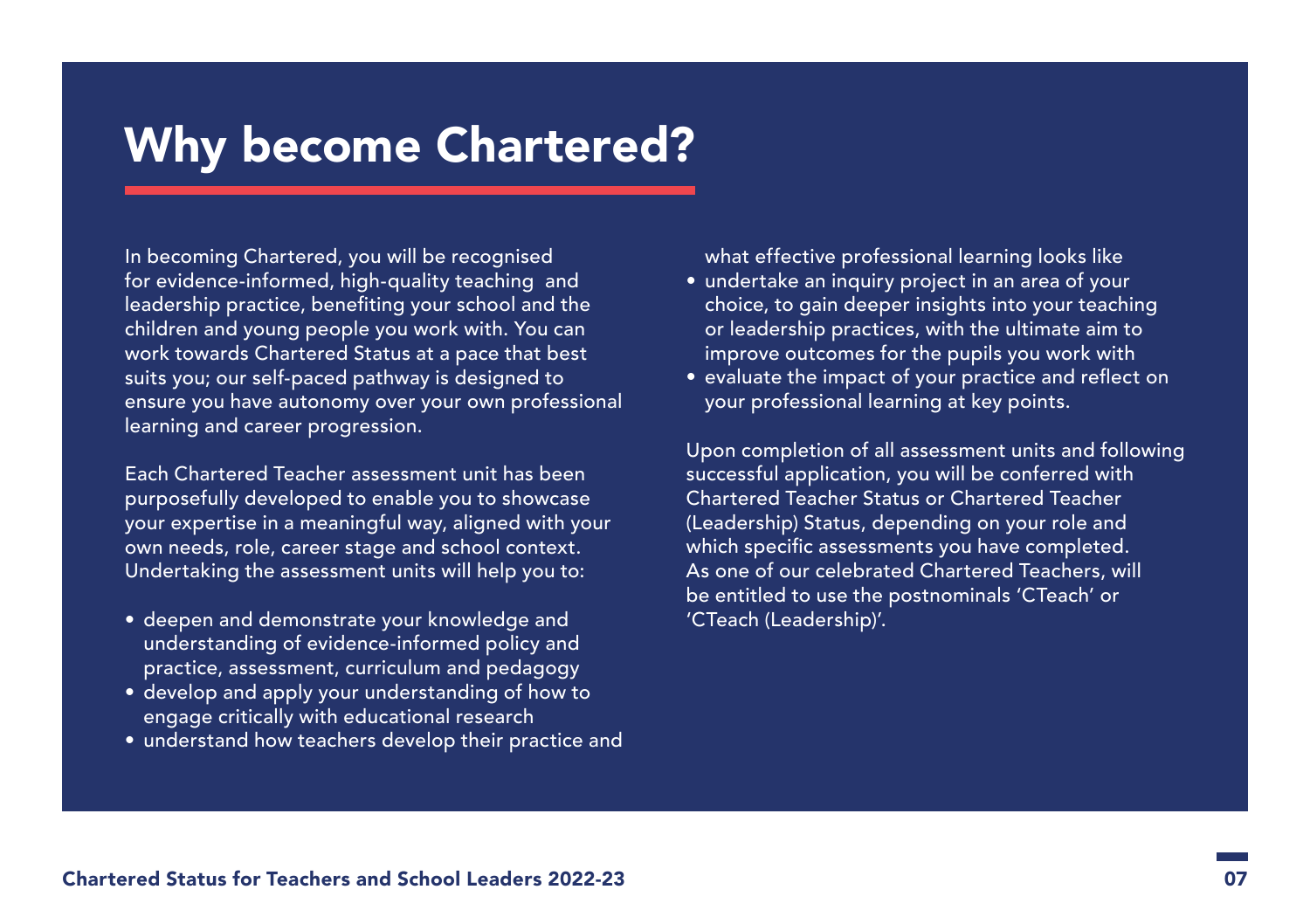# Why become Chartered?

In becoming Chartered, you will be recognised for evidence-informed, high-quality teaching and leadership practice, benefiting your school and the children and young people you work with. You can work towards Chartered Status at a pace that best suits you; our self-paced pathway is designed to ensure you have autonomy over your own professional learning and career progression.

Each Chartered Teacher assessment unit has been purposefully developed to enable you to showcase your expertise in a meaningful way, aligned with your own needs, role, career stage and school context. Undertaking the assessment units will help you to:

- deepen and demonstrate your knowledge and understanding of evidence-informed policy and practice, assessment, curriculum and pedagogy
- develop and apply your understanding of how to engage critically with educational research
- understand how teachers develop their practice and what effective professional learning looks like
- undertake an inquiry project in an area of your choice, to gain deeper insights into your teaching or leadership practices, with the ultimate aim to improve outcomes for the pupils you work with
- evaluate the impact of your practice and reflect on your professional learning at key points.

Upon completion of all assessment units and following successful application, you will be conferred with Chartered Teacher Status or Chartered Teacher (Leadership) Status, depending on your role and which specific assessments you have completed. As one of our celebrated Chartered Teachers, will be entitled to use the postnominals 'CTeach' or 'CTeach (Leadership)'.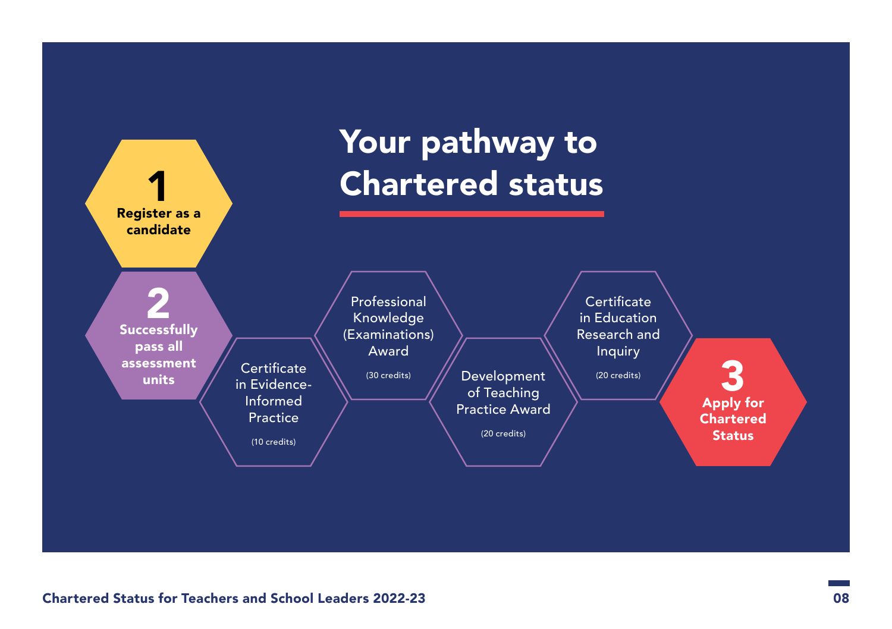# Your pathway to Chartered status

**1**
**Register as a candidate**

**2**
**Successfully pass all assessment units**

- Certificate in Evidence-Informed Practice (10 credits)
- Professional Knowledge (Examinations) Award (30 credits)
- Development of Teaching Practice Award (20 credits)
- Certificate in Education Research and Inquiry (20 credits)

**3**
**Apply for Chartered Status**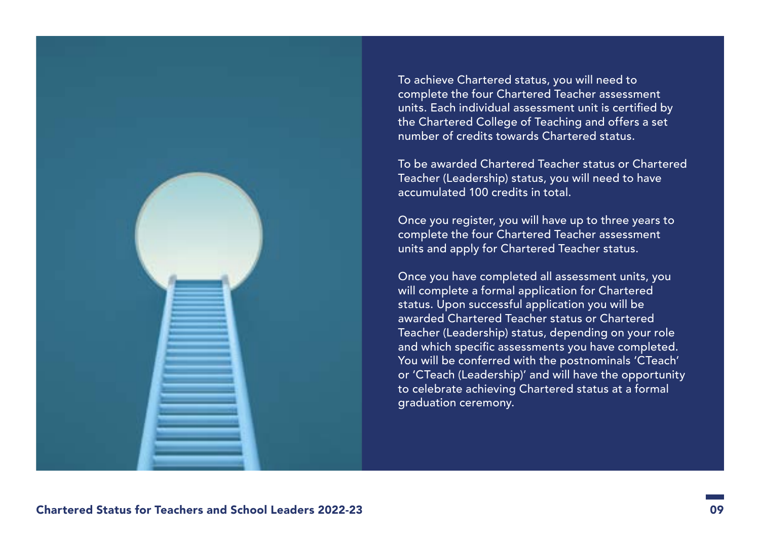To achieve Chartered status, you will need to complete the four Chartered Teacher assessment units. Each individual assessment unit is certified by the Chartered College of Teaching and offers a set number of credits towards Chartered status.

To be awarded Chartered Teacher status or Chartered Teacher (Leadership) status, you will need to have accumulated 100 credits in total.

Once you register, you will have up to three years to complete the four Chartered Teacher assessment units and apply for Chartered Teacher status.

Once you have completed all assessment units, you will complete a formal application for Chartered status. Upon successful application you will be awarded Chartered Teacher status or Chartered Teacher (Leadership) status, depending on your role and which specific assessments you have completed. You will be conferred with the postnominals 'CTeach' or 'CTeach (Leadership)' and will have the opportunity to celebrate achieving Chartered status at a formal graduation ceremony.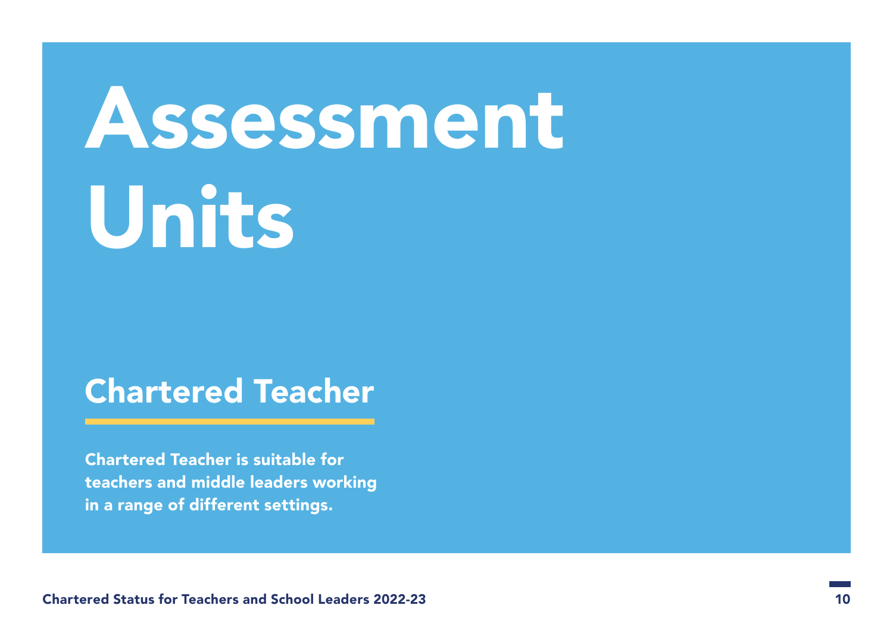# Assessment Units

## Chartered Teacher

**Chartered Teacher is suitable for teachers and middle leaders working in a range of different settings.**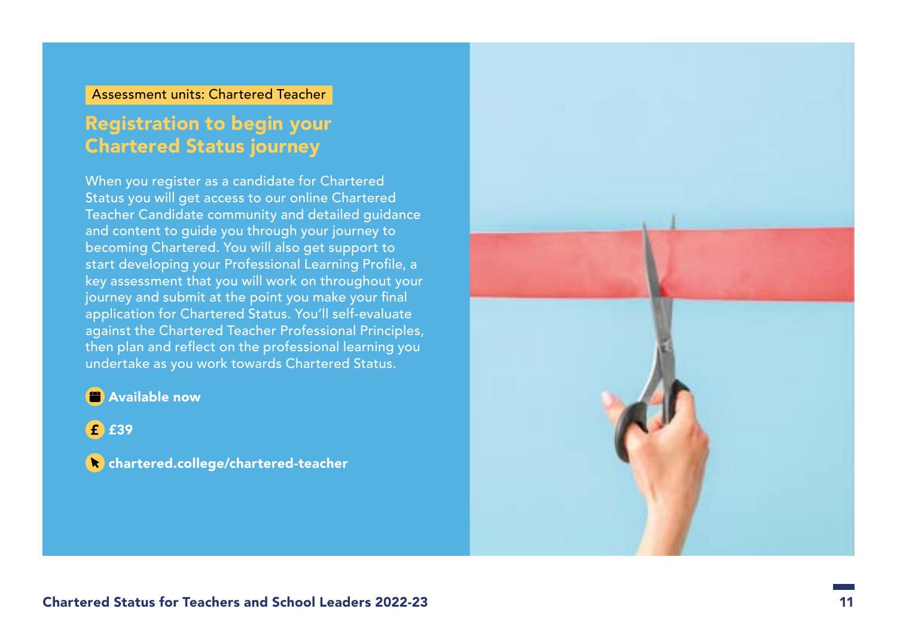Assessment units: Chartered Teacher

## Registration to begin your Chartered Status journey

When you register as a candidate for Chartered Status you will get access to our online Chartered Teacher Candidate community and detailed guidance and content to guide you through your journey to becoming Chartered. You will also get support to start developing your Professional Learning Profile, a key assessment that you will work on throughout your journey and submit at the point you make your final application for Chartered Status. You'll self-evaluate against the Chartered Teacher Professional Principles, then plan and reflect on the professional learning you undertake as you work towards Chartered Status.

**Available now**

**£39**

**chartered.college/chartered-teacher**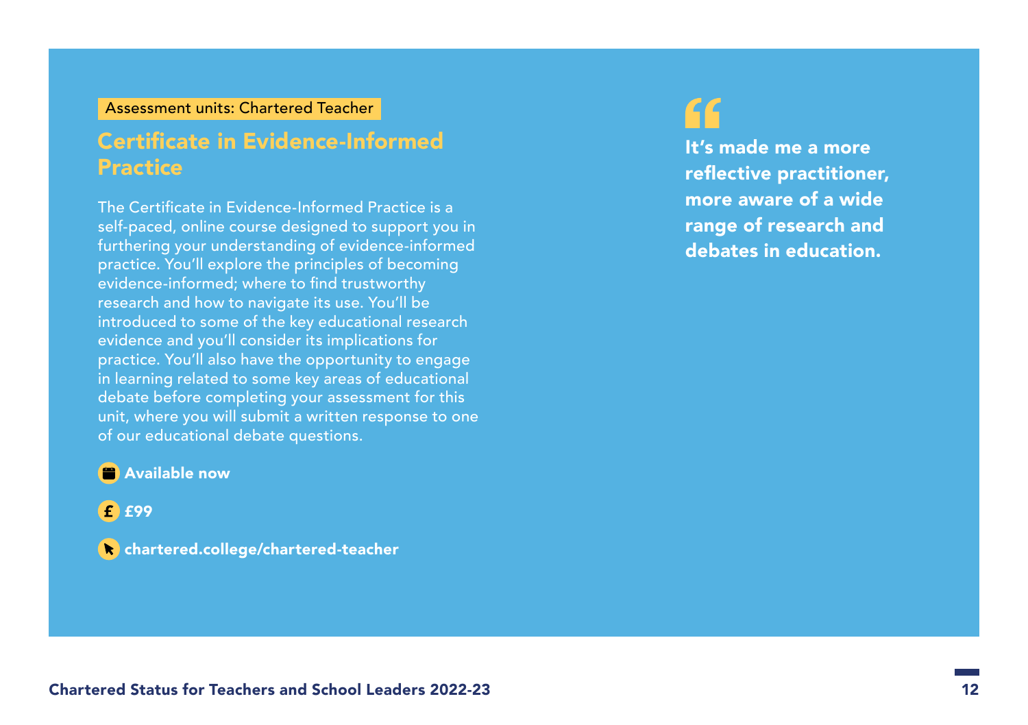Assessment units: Chartered Teacher

## Certificate in Evidence-Informed Practice

The Certificate in Evidence-Informed Practice is a self-paced, online course designed to support you in furthering your understanding of evidence-informed practice. You'll explore the principles of becoming evidence-informed; where to find trustworthy research and how to navigate its use. You'll be introduced to some of the key educational research evidence and you'll consider its implications for practice. You'll also have the opportunity to engage in learning related to some key areas of educational debate before completing your assessment for this unit, where you will submit a written response to one of our educational debate questions.

**Available now**

**£99**

**chartered.college/chartered-teacher**

> **It's made me a more reflective practitioner, more aware of a wide range of research and debates in education.**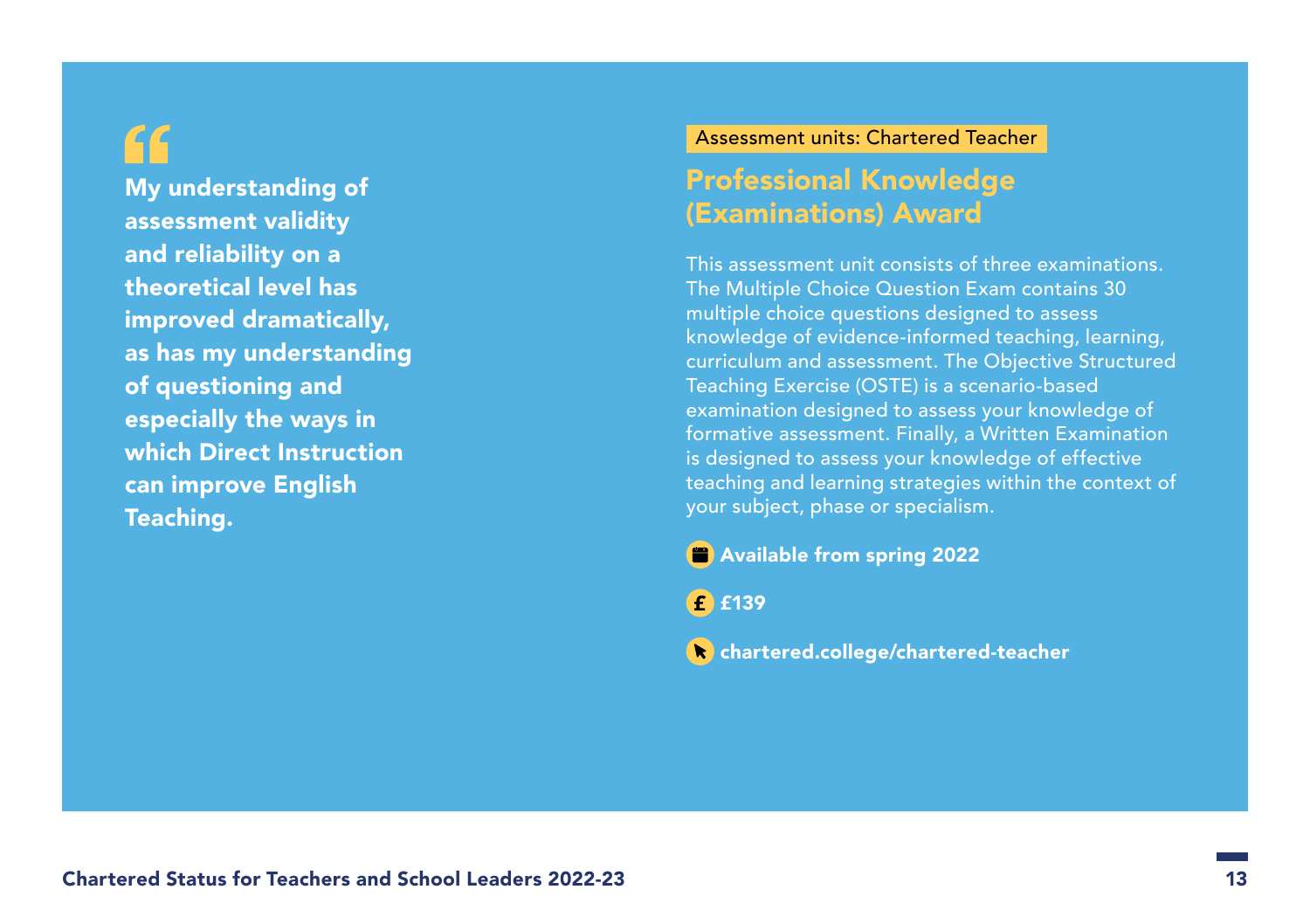> **My understanding of assessment validity and reliability on a theoretical level has improved dramatically, as has my understanding of questioning and especially the ways in which Direct Instruction can improve English Teaching.**

Assessment units: Chartered Teacher

## Professional Knowledge (Examinations) Award

This assessment unit consists of three examinations. The Multiple Choice Question Exam contains 30 multiple choice questions designed to assess knowledge of evidence-informed teaching, learning, curriculum and assessment. The Objective Structured Teaching Exercise (OSTE) is a scenario-based examination designed to assess your knowledge of formative assessment. Finally, a Written Examination is designed to assess your knowledge of effective teaching and learning strategies within the context of your subject, phase or specialism.

**Available from spring 2022**

**£139**

**chartered.college/chartered-teacher**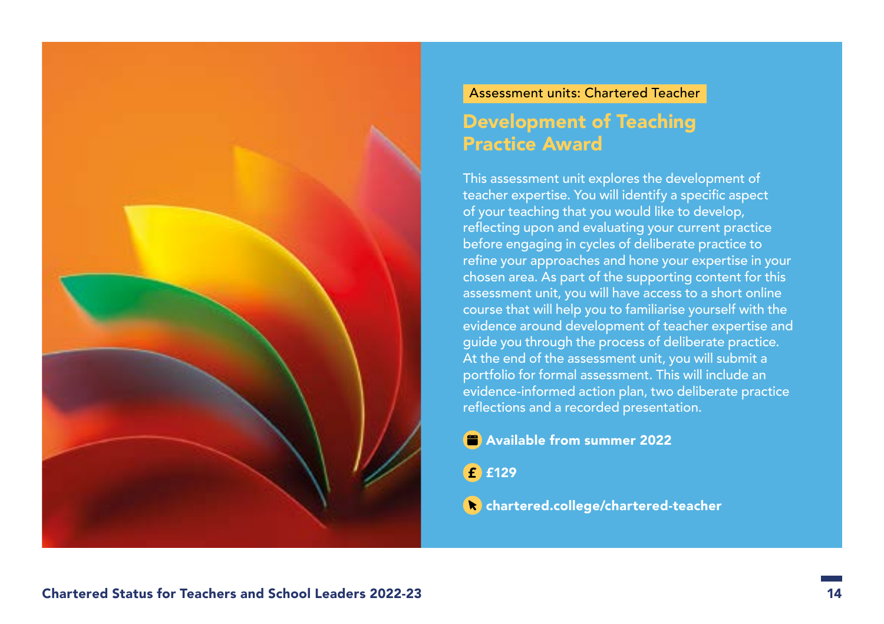Assessment units: Chartered Teacher

## Development of Teaching Practice Award

This assessment unit explores the development of teacher expertise. You will identify a specific aspect of your teaching that you would like to develop, reflecting upon and evaluating your current practice before engaging in cycles of deliberate practice to refine your approaches and hone your expertise in your chosen area. As part of the supporting content for this assessment unit, you will have access to a short online course that will help you to familiarise yourself with the evidence around development of teacher expertise and guide you through the process of deliberate practice. At the end of the assessment unit, you will submit a portfolio for formal assessment. This will include an evidence-informed action plan, two deliberate practice reflections and a recorded presentation.

**Available from summer 2022**

**£129**

**chartered.college/chartered-teacher**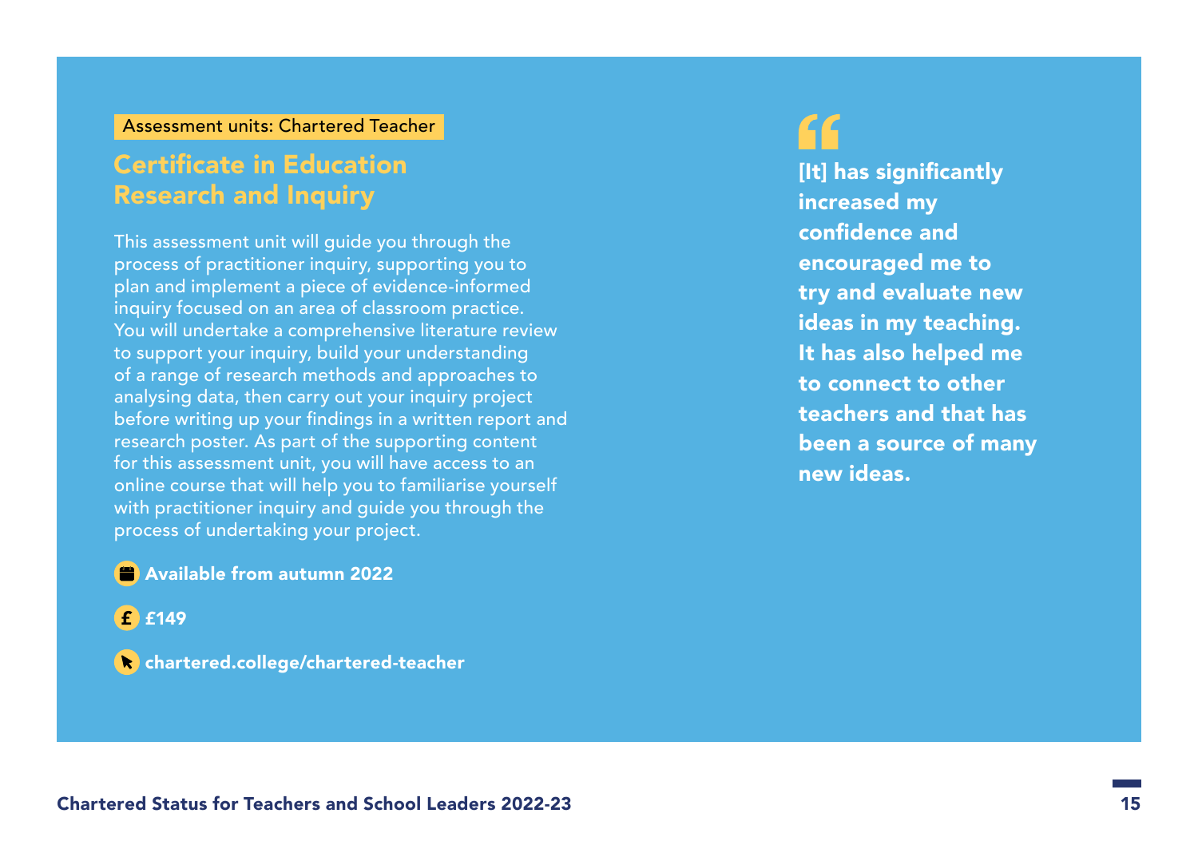Assessment units: Chartered Teacher

## Certificate in Education Research and Inquiry

This assessment unit will guide you through the process of practitioner inquiry, supporting you to plan and implement a piece of evidence-informed inquiry focused on an area of classroom practice. You will undertake a comprehensive literature review to support your inquiry, build your understanding of a range of research methods and approaches to analysing data, then carry out your inquiry project before writing up your findings in a written report and research poster. As part of the supporting content for this assessment unit, you will have access to an online course that will help you to familiarise yourself with practitioner inquiry and guide you through the process of undertaking your project.

**Available from autumn 2022**

**£149**

**chartered.college/chartered-teacher**

> **[It] has significantly increased my confidence and encouraged me to try and evaluate new ideas in my teaching. It has also helped me to connect to other teachers and that has been a source of many new ideas.**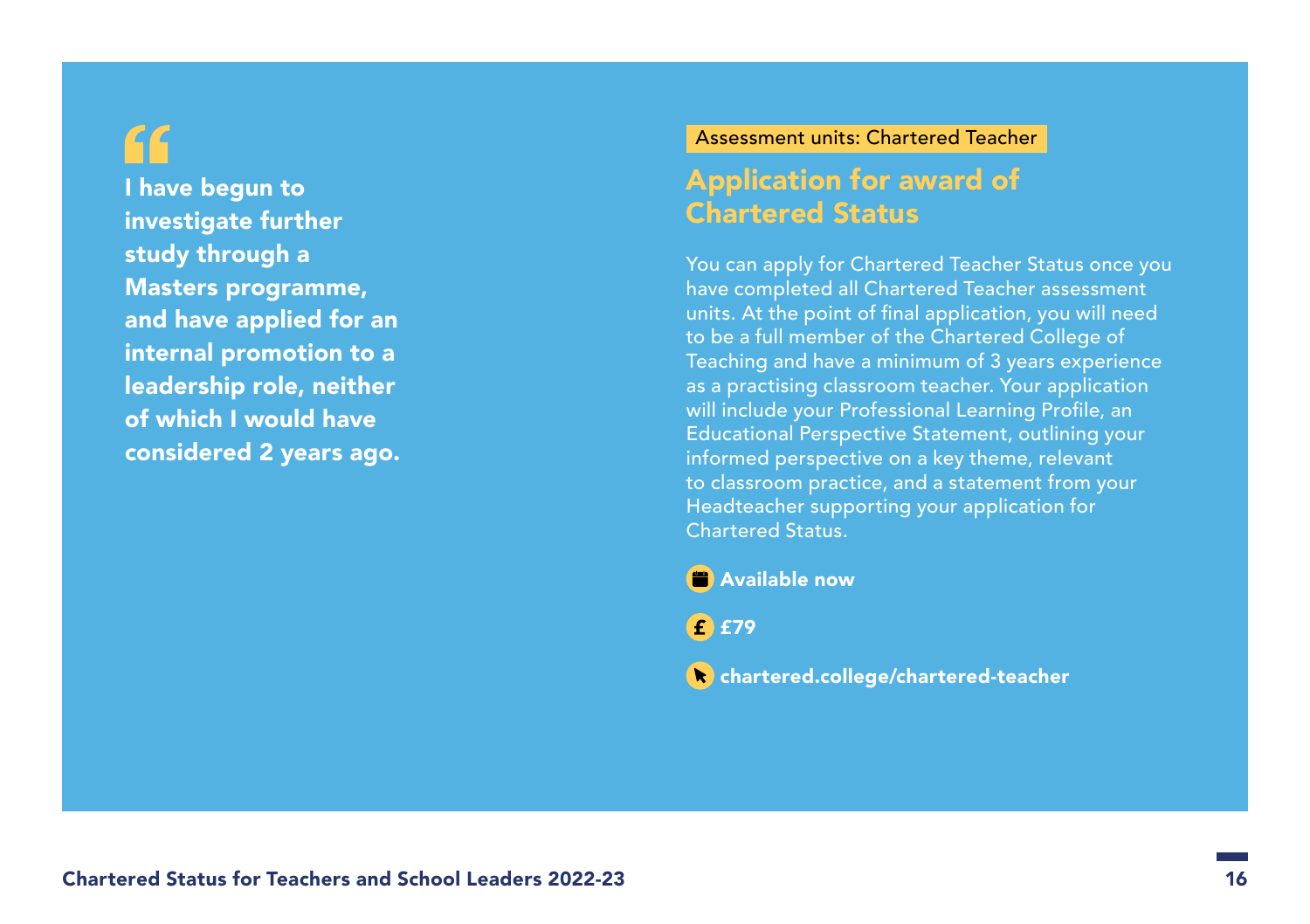> **I have begun to investigate further study through a Masters programme, and have applied for an internal promotion to a leadership role, neither of which I would have considered 2 years ago.**

Assessment units: Chartered Teacher

## Application for award of Chartered Status

You can apply for Chartered Teacher Status once you have completed all Chartered Teacher assessment units. At the point of final application, you will need to be a full member of the Chartered College of Teaching and have a minimum of 3 years experience as a practising classroom teacher. Your application will include your Professional Learning Profile, an Educational Perspective Statement, outlining your informed perspective on a key theme, relevant to classroom practice, and a statement from your Headteacher supporting your application for Chartered Status.

**Available now**

**£79**

**chartered.college/chartered-teacher**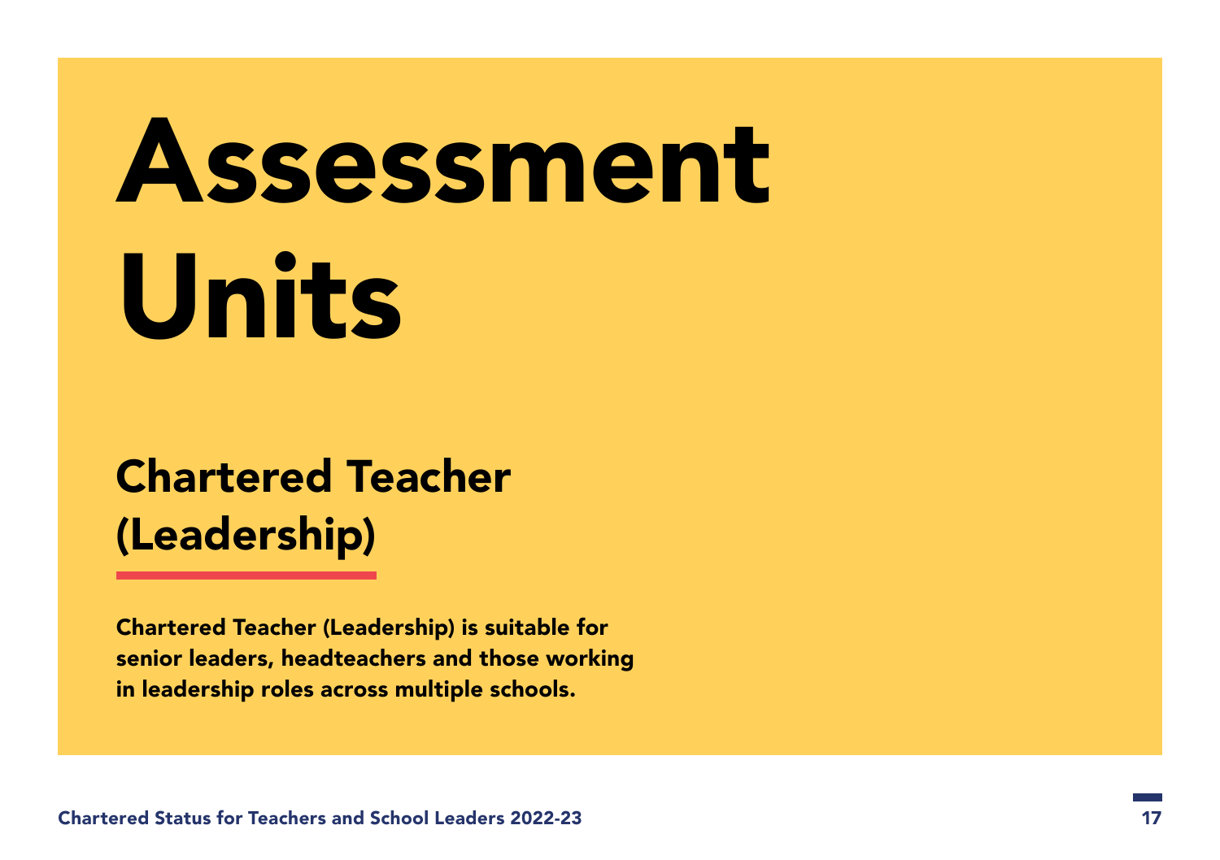# Assessment Units

## Chartered Teacher (Leadership)

**Chartered Teacher (Leadership) is suitable for senior leaders, headteachers and those working in leadership roles across multiple schools.**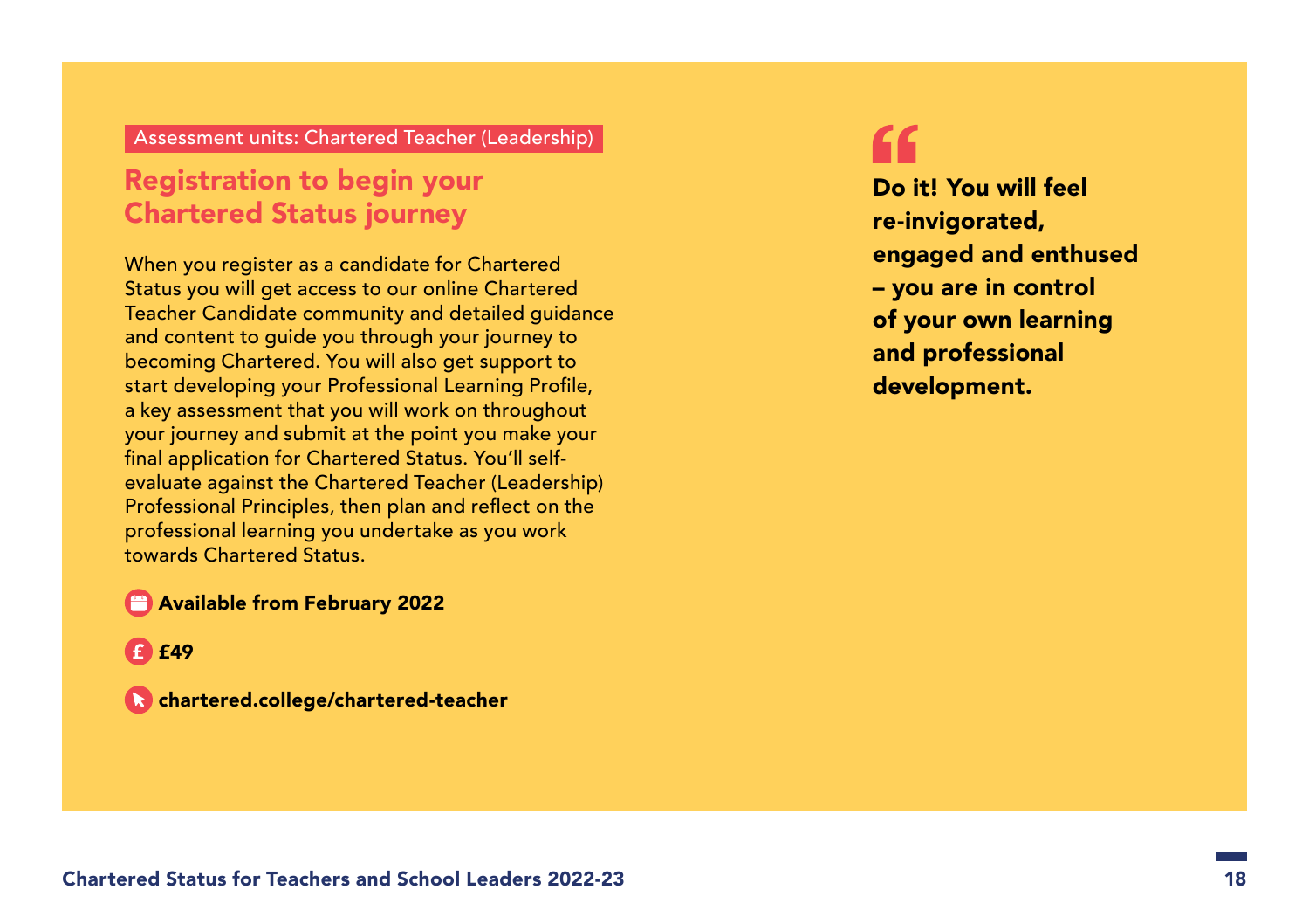Assessment units: Chartered Teacher (Leadership)

## Registration to begin your Chartered Status journey

When you register as a candidate for Chartered Status you will get access to our online Chartered Teacher Candidate community and detailed guidance and content to guide you through your journey to becoming Chartered. You will also get support to start developing your Professional Learning Profile, a key assessment that you will work on throughout your journey and submit at the point you make your final application for Chartered Status. You'll self-evaluate against the Chartered Teacher (Leadership) Professional Principles, then plan and reflect on the professional learning you undertake as you work towards Chartered Status.

**Available from February 2022**

**£49**

**chartered.college/chartered-teacher**

> **Do it! You will feel re-invigorated, engaged and enthused – you are in control of your own learning and professional development.**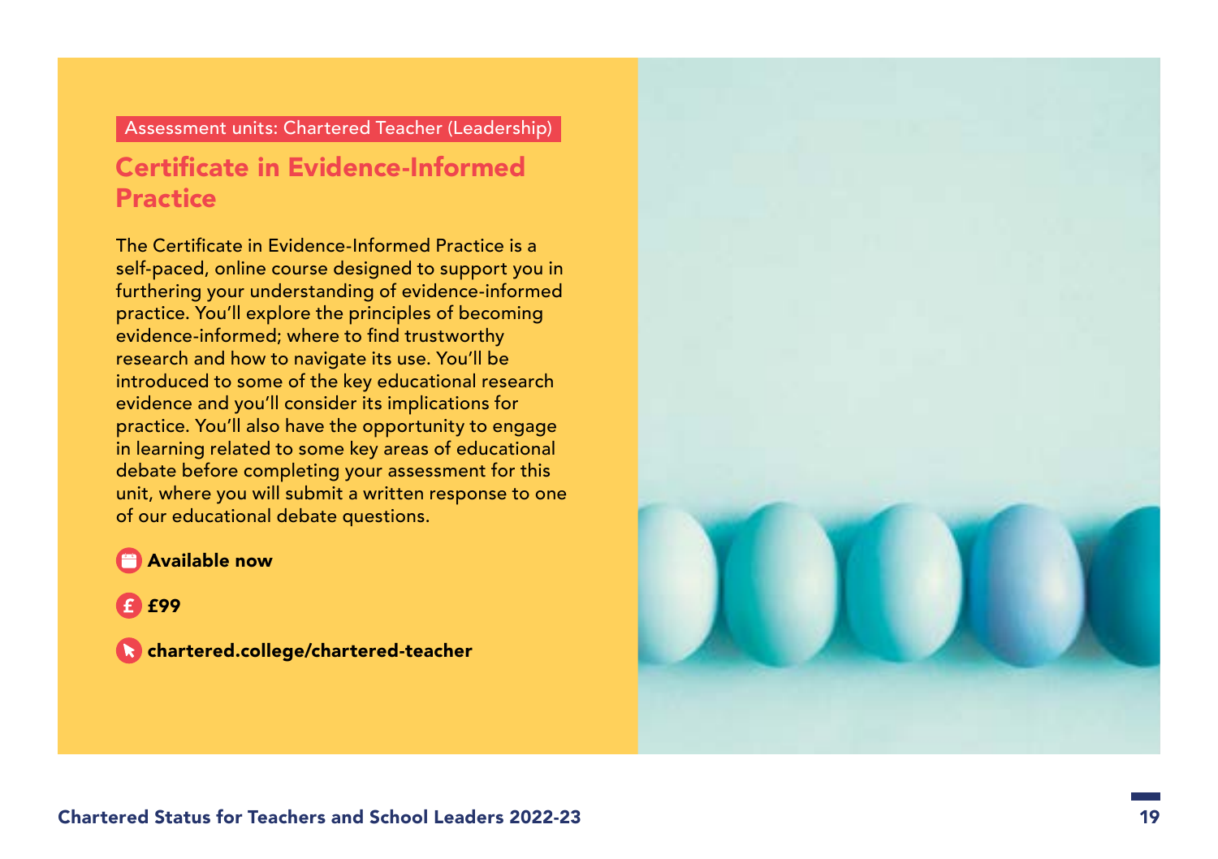Assessment units: Chartered Teacher (Leadership)

## Certificate in Evidence-Informed Practice

The Certificate in Evidence-Informed Practice is a self-paced, online course designed to support you in furthering your understanding of evidence-informed practice. You'll explore the principles of becoming evidence-informed; where to find trustworthy research and how to navigate its use. You'll be introduced to some of the key educational research evidence and you'll consider its implications for practice. You'll also have the opportunity to engage in learning related to some key areas of educational debate before completing your assessment for this unit, where you will submit a written response to one of our educational debate questions.

**Available now**

**£99**

**chartered.college/chartered-teacher**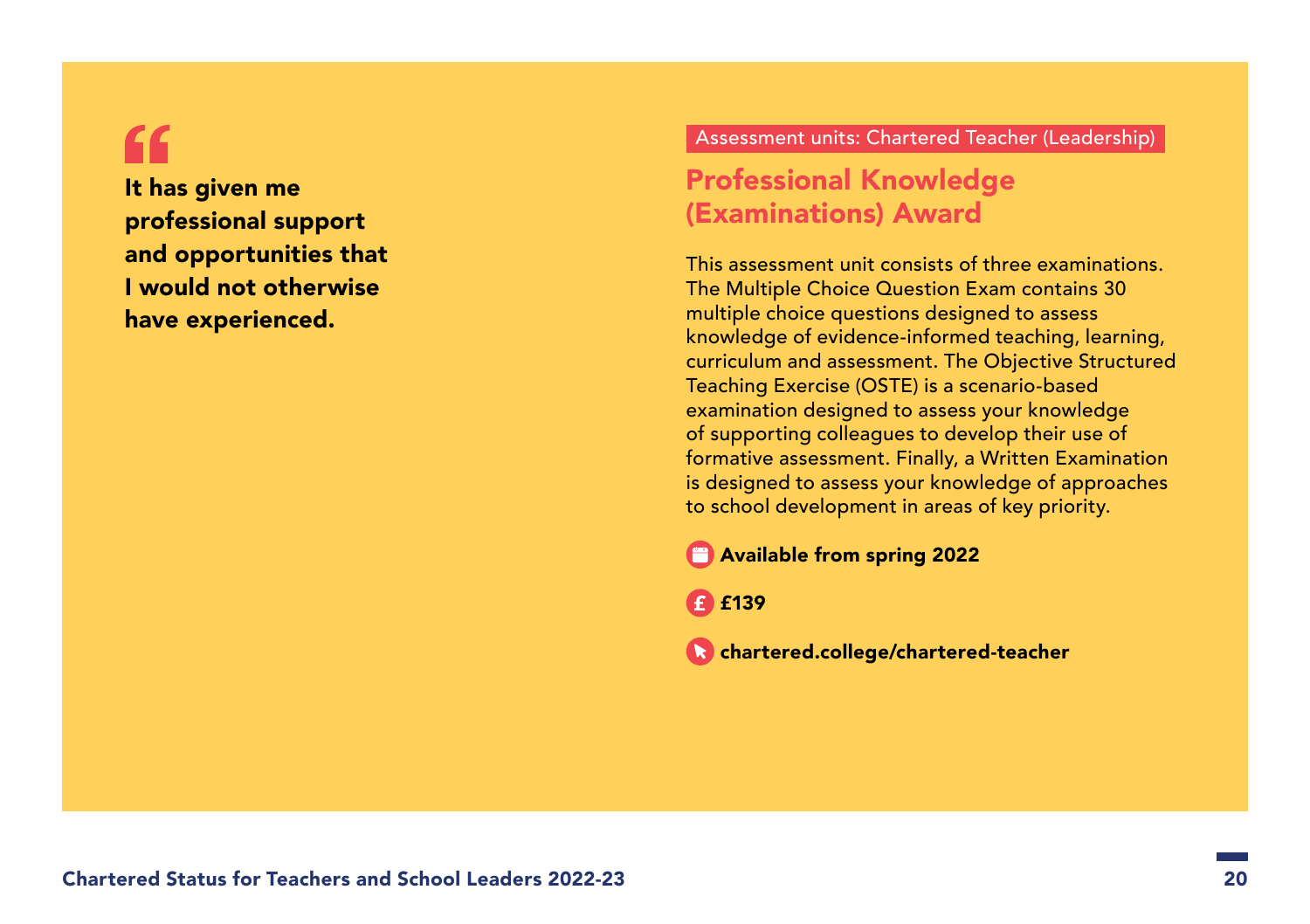> **It has given me professional support and opportunities that I would not otherwise have experienced.**

Assessment units: Chartered Teacher (Leadership)

## Professional Knowledge (Examinations) Award

This assessment unit consists of three examinations. The Multiple Choice Question Exam contains 30 multiple choice questions designed to assess knowledge of evidence-informed teaching, learning, curriculum and assessment. The Objective Structured Teaching Exercise (OSTE) is a scenario-based examination designed to assess your knowledge of supporting colleagues to develop their use of formative assessment. Finally, a Written Examination is designed to assess your knowledge of approaches to school development in areas of key priority.

**Available from spring 2022**

**£139**

**chartered.college/chartered-teacher**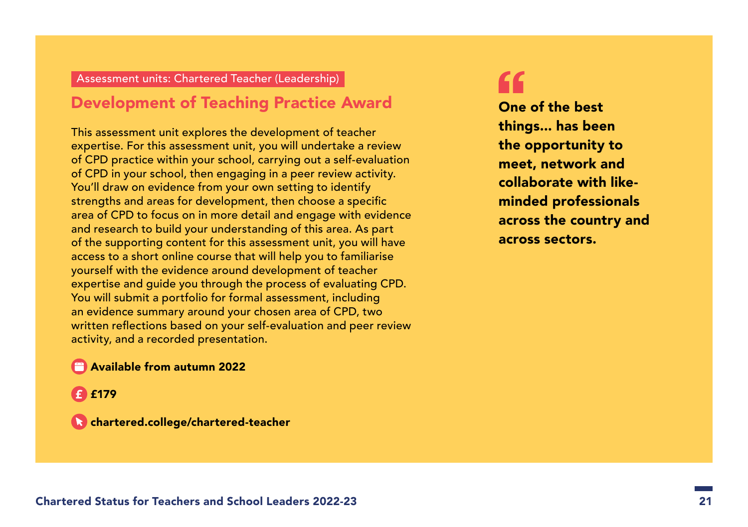Assessment units: Chartered Teacher (Leadership)

## Development of Teaching Practice Award

This assessment unit explores the development of teacher expertise. For this assessment unit, you will undertake a review of CPD practice within your school, carrying out a self-evaluation of CPD in your school, then engaging in a peer review activity. You'll draw on evidence from your own setting to identify strengths and areas for development, then choose a specific area of CPD to focus on in more detail and engage with evidence and research to build your understanding of this area. As part of the supporting content for this assessment unit, you will have access to a short online course that will help you to familiarise yourself with the evidence around development of teacher expertise and guide you through the process of evaluating CPD. You will submit a portfolio for formal assessment, including an evidence summary around your chosen area of CPD, two written reflections based on your self-evaluation and peer review activity, and a recorded presentation.

**Available from autumn 2022**

**£179**

**chartered.college/chartered-teacher**

> **One of the best things... has been the opportunity to meet, network and collaborate with like-minded professionals across the country and across sectors.**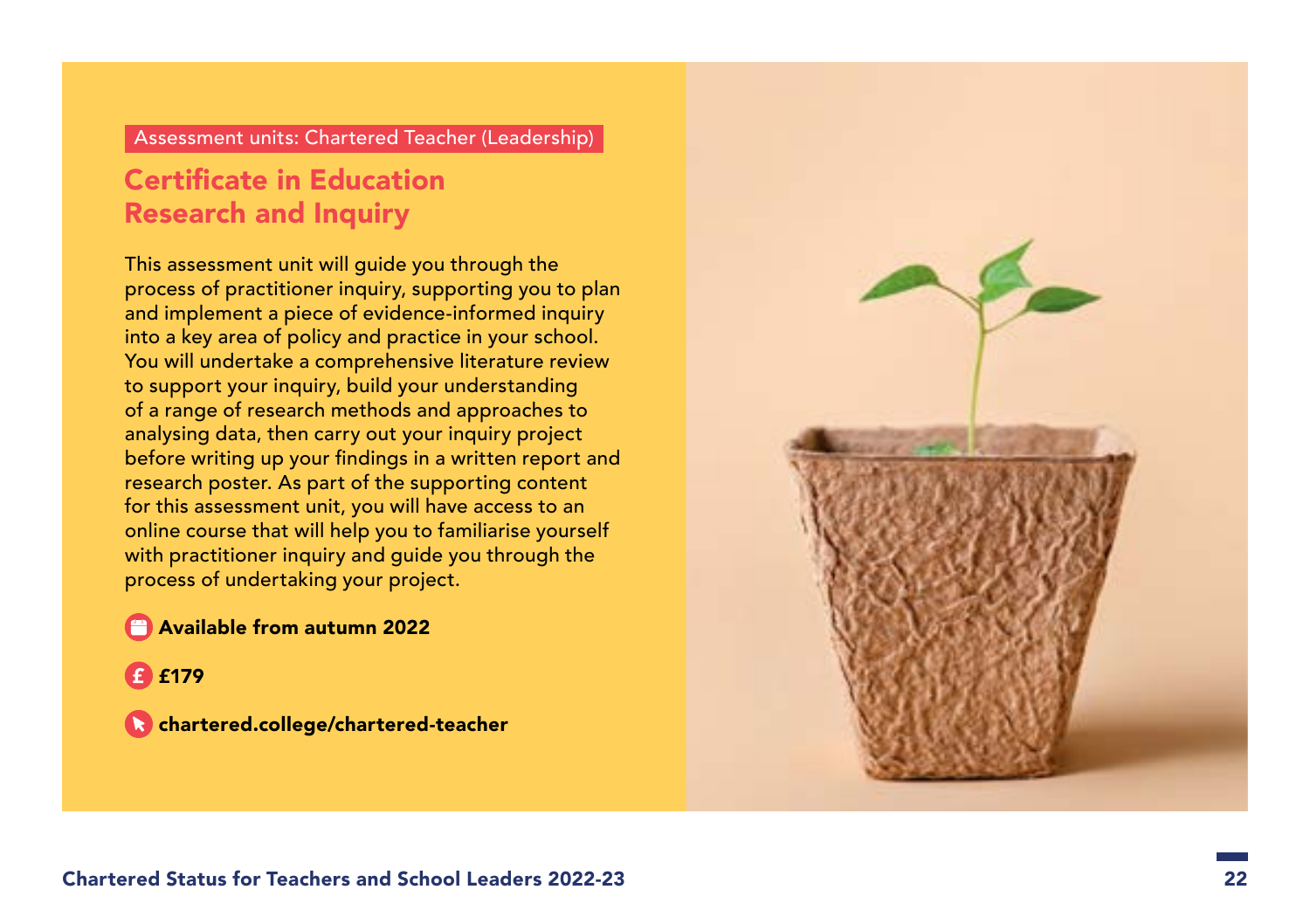Assessment units: Chartered Teacher (Leadership)

## Certificate in Education Research and Inquiry

This assessment unit will guide you through the process of practitioner inquiry, supporting you to plan and implement a piece of evidence-informed inquiry into a key area of policy and practice in your school. You will undertake a comprehensive literature review to support your inquiry, build your understanding of a range of research methods and approaches to analysing data, then carry out your inquiry project before writing up your findings in a written report and research poster. As part of the supporting content for this assessment unit, you will have access to an online course that will help you to familiarise yourself with practitioner inquiry and guide you through the process of undertaking your project.

**Available from autumn 2022**

**£179**

**chartered.college/chartered-teacher**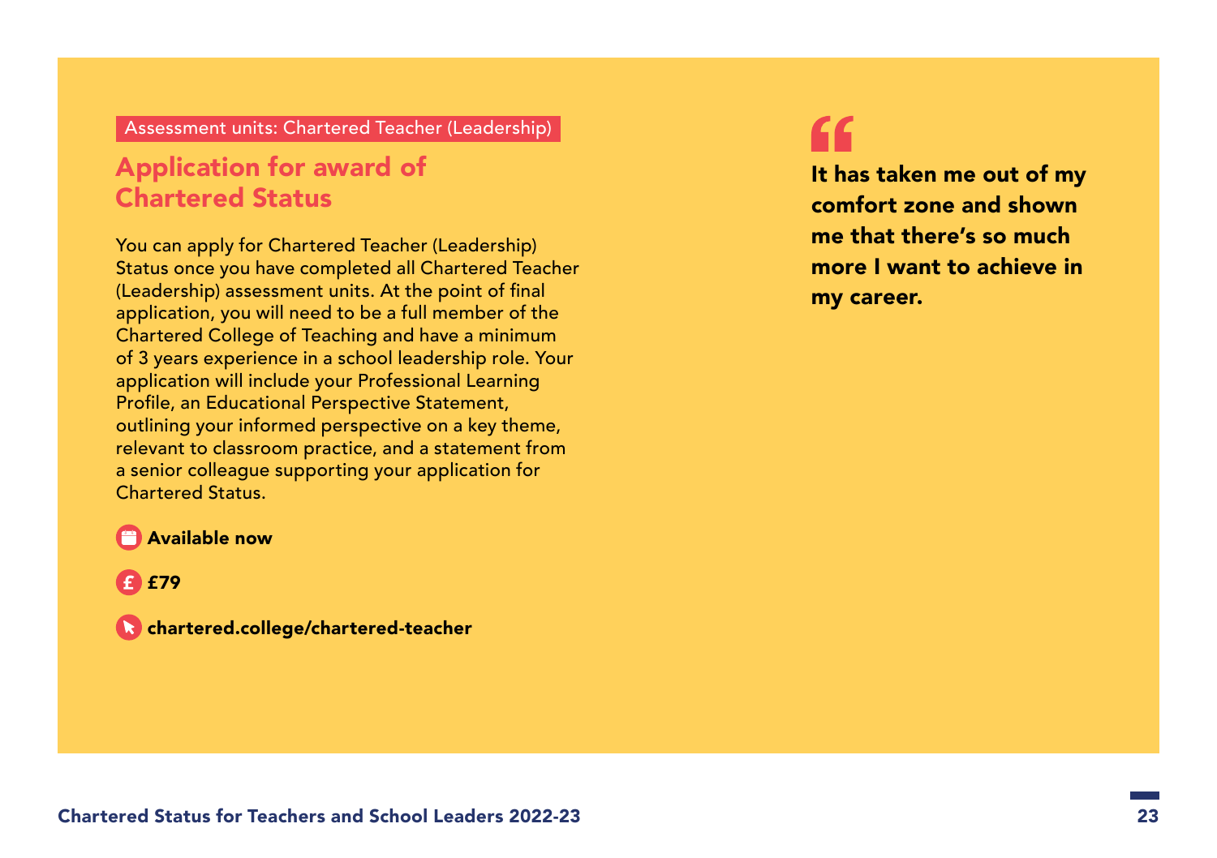Assessment units: Chartered Teacher (Leadership)

## Application for award of Chartered Status

You can apply for Chartered Teacher (Leadership) Status once you have completed all Chartered Teacher (Leadership) assessment units. At the point of final application, you will need to be a full member of the Chartered College of Teaching and have a minimum of 3 years experience in a school leadership role. Your application will include your Professional Learning Profile, an Educational Perspective Statement, outlining your informed perspective on a key theme, relevant to classroom practice, and a statement from a senior colleague supporting your application for Chartered Status.

**Available now**

**£79**

**chartered.college/chartered-teacher**

> **It has taken me out of my comfort zone and shown me that there's so much more I want to achieve in my career.**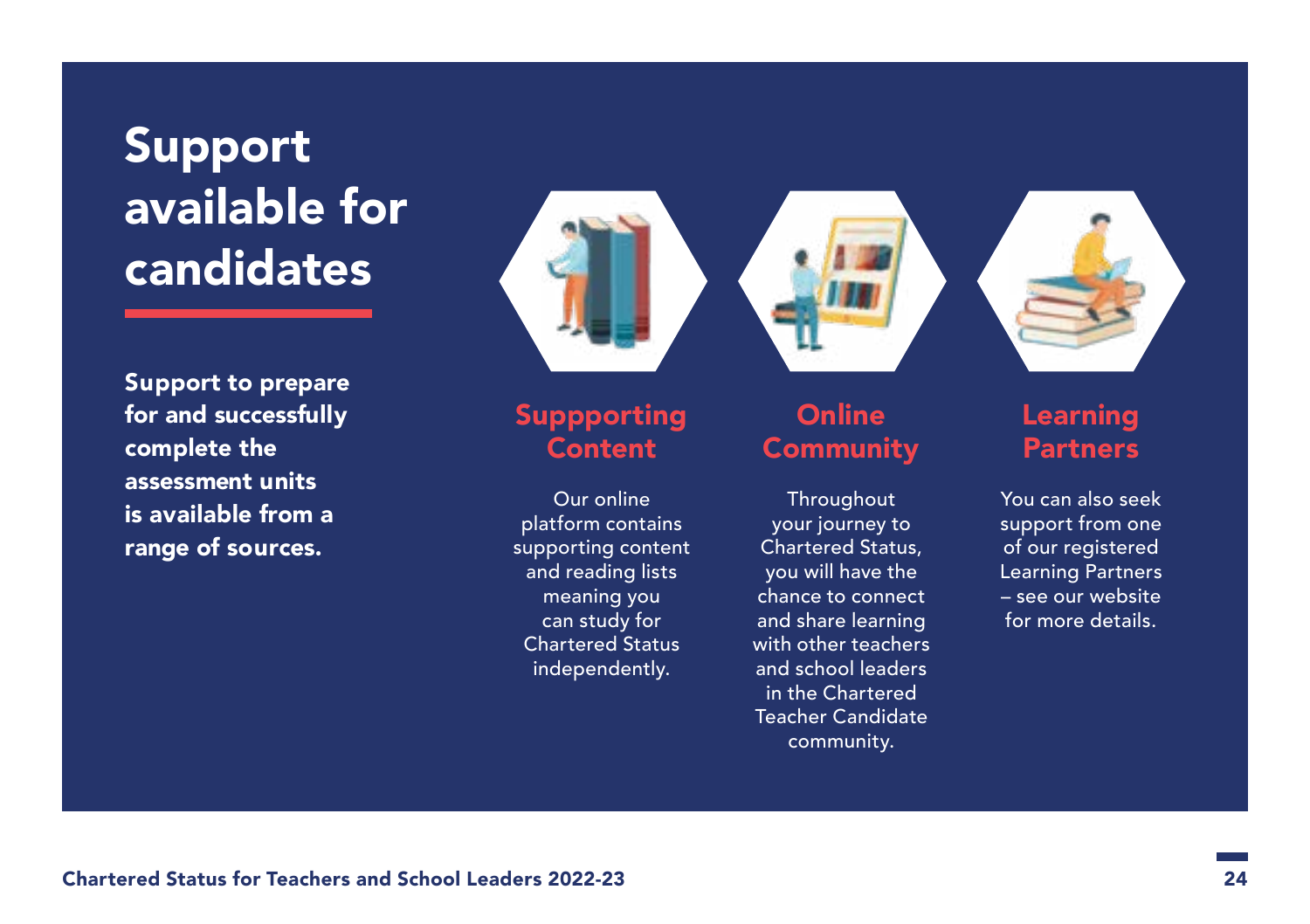# Support available for candidates

**Support to prepare for and successfully complete the assessment units is available from a range of sources.**

### Suppporting Content

Our online platform contains supporting content and reading lists meaning you can study for Chartered Status independently.

### Online Community

Throughout your journey to Chartered Status, you will have the chance to connect and share learning with other teachers and school leaders in the Chartered Teacher Candidate community.

### Learning Partners

You can also seek support from one of our registered Learning Partners – see our website for more details.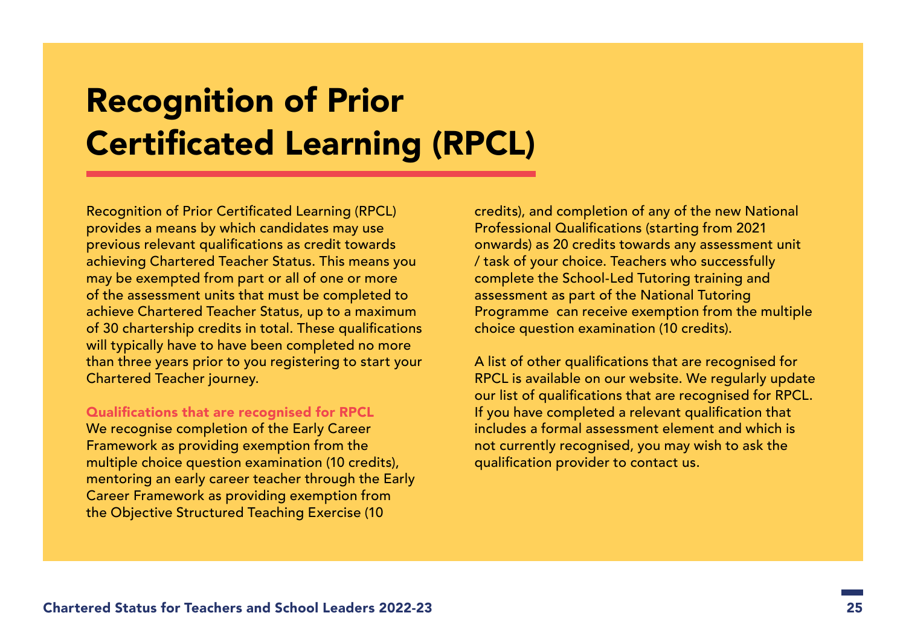# Recognition of Prior Certificated Learning (RPCL)

Recognition of Prior Certificated Learning (RPCL) provides a means by which candidates may use previous relevant qualifications as credit towards achieving Chartered Teacher Status. This means you may be exempted from part or all of one or more of the assessment units that must be completed to achieve Chartered Teacher Status, up to a maximum of 30 chartership credits in total. These qualifications will typically have to have been completed no more than three years prior to you registering to start your Chartered Teacher journey.

## Qualifications that are recognised for RPCL

We recognise completion of the Early Career Framework as providing exemption from the multiple choice question examination (10 credits), mentoring an early career teacher through the Early Career Framework as providing exemption from the Objective Structured Teaching Exercise (10 credits), and completion of any of the new National Professional Qualifications (starting from 2021 onwards) as 20 credits towards any assessment unit / task of your choice. Teachers who successfully complete the School-Led Tutoring training and assessment as part of the National Tutoring Programme can receive exemption from the multiple choice question examination (10 credits).

A list of other qualifications that are recognised for RPCL is available on our website. We regularly update our list of qualifications that are recognised for RPCL. If you have completed a relevant qualification that includes a formal assessment element and which is not currently recognised, you may wish to ask the qualification provider to contact us.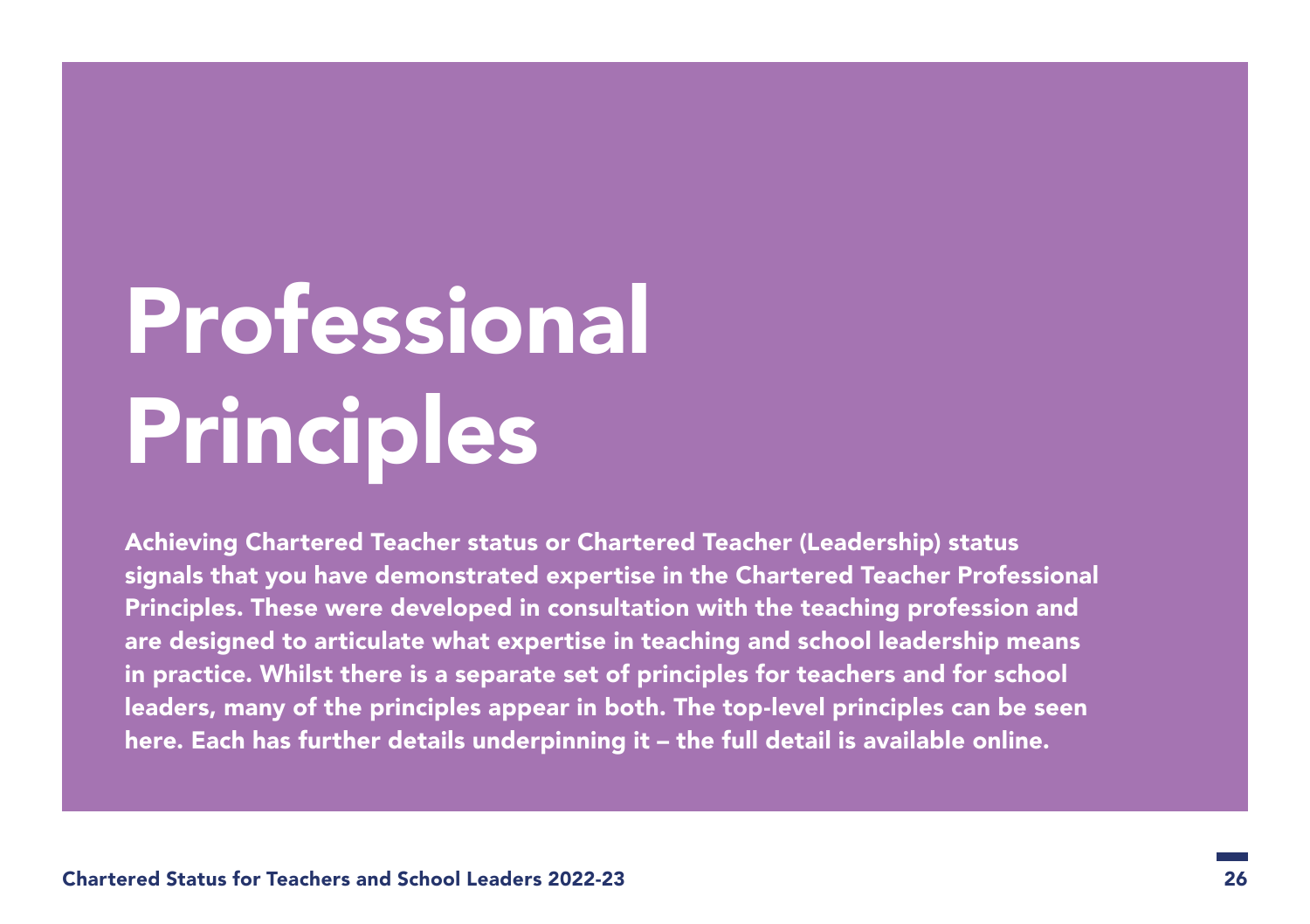# Professional Principles

**Achieving Chartered Teacher status or Chartered Teacher (Leadership) status signals that you have demonstrated expertise in the Chartered Teacher Professional Principles. These were developed in consultation with the teaching profession and are designed to articulate what expertise in teaching and school leadership means in practice. Whilst there is a separate set of principles for teachers and for school leaders, many of the principles appear in both. The top-level principles can be seen here. Each has further details underpinning it – the full detail is available online.**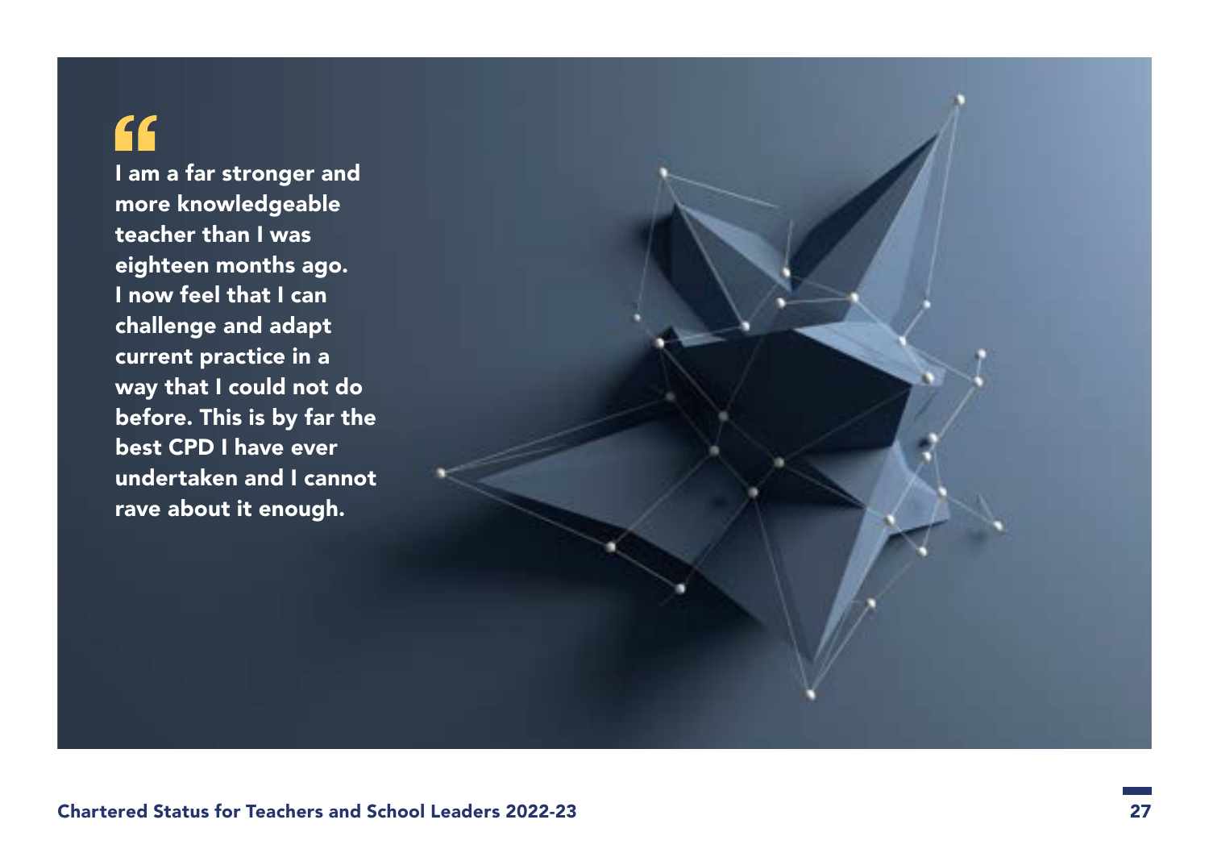> **I am a far stronger and more knowledgeable teacher than I was eighteen months ago. I now feel that I can challenge and adapt current practice in a way that I could not do before. This is by far the best CPD I have ever undertaken and I cannot rave about it enough.**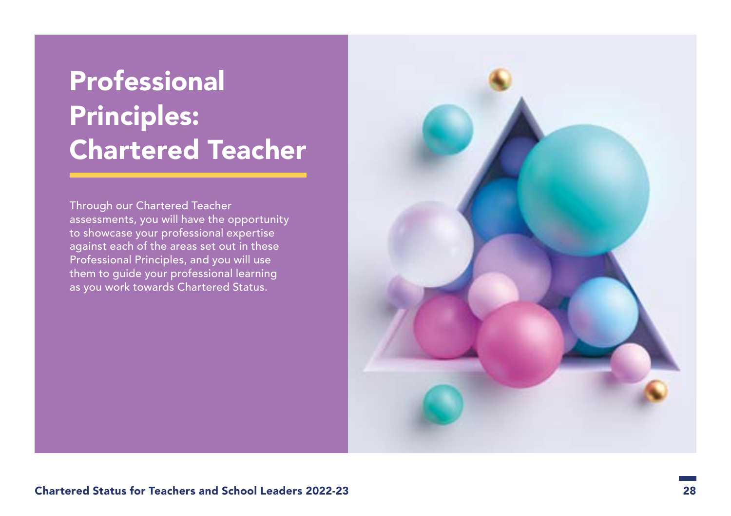# Professional Principles: Chartered Teacher

Through our Chartered Teacher assessments, you will have the opportunity to showcase your professional expertise against each of the areas set out in these Professional Principles, and you will use them to guide your professional learning as you work towards Chartered Status.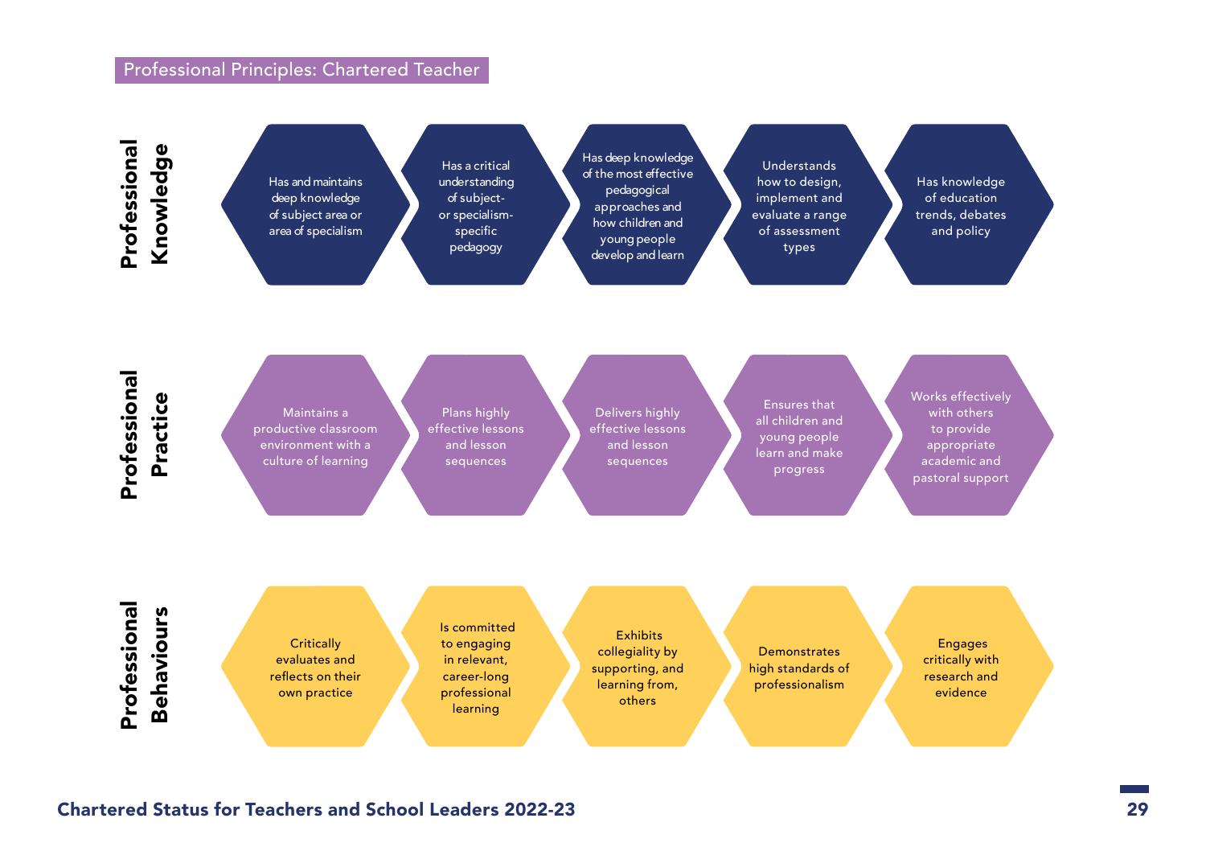## Professional Principles: Chartered Teacher

### Professional Knowledge

- Has and maintains deep knowledge of subject area or area of specialism
- Has a critical understanding of subject- or specialism-specific pedagogy
- Has deep knowledge of the most effective pedagogical approaches and how children and young people develop and learn
- Understands how to design, implement and evaluate a range of assessment types
- Has knowledge of education trends, debates and policy

### Professional Practice

- Maintains a productive classroom environment with a culture of learning
- Plans highly effective lessons and lesson sequences
- Delivers highly effective lessons and lesson sequences
- Ensures that all children and young people learn and make progress
- Works effectively with others to provide appropriate academic and pastoral support

### Professional Behaviours

- Critically evaluates and reflects on their own practice
- Is committed to engaging in relevant, career-long professional learning
- Exhibits collegiality by supporting, and learning from, others
- Demonstrates high standards of professionalism
- Engages critically with research and evidence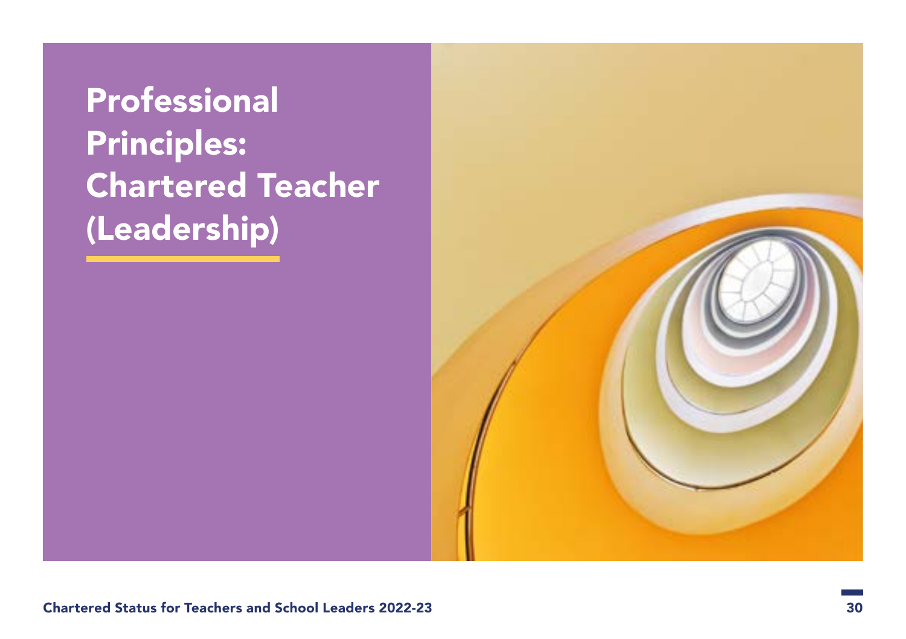# Professional Principles: Chartered Teacher (Leadership)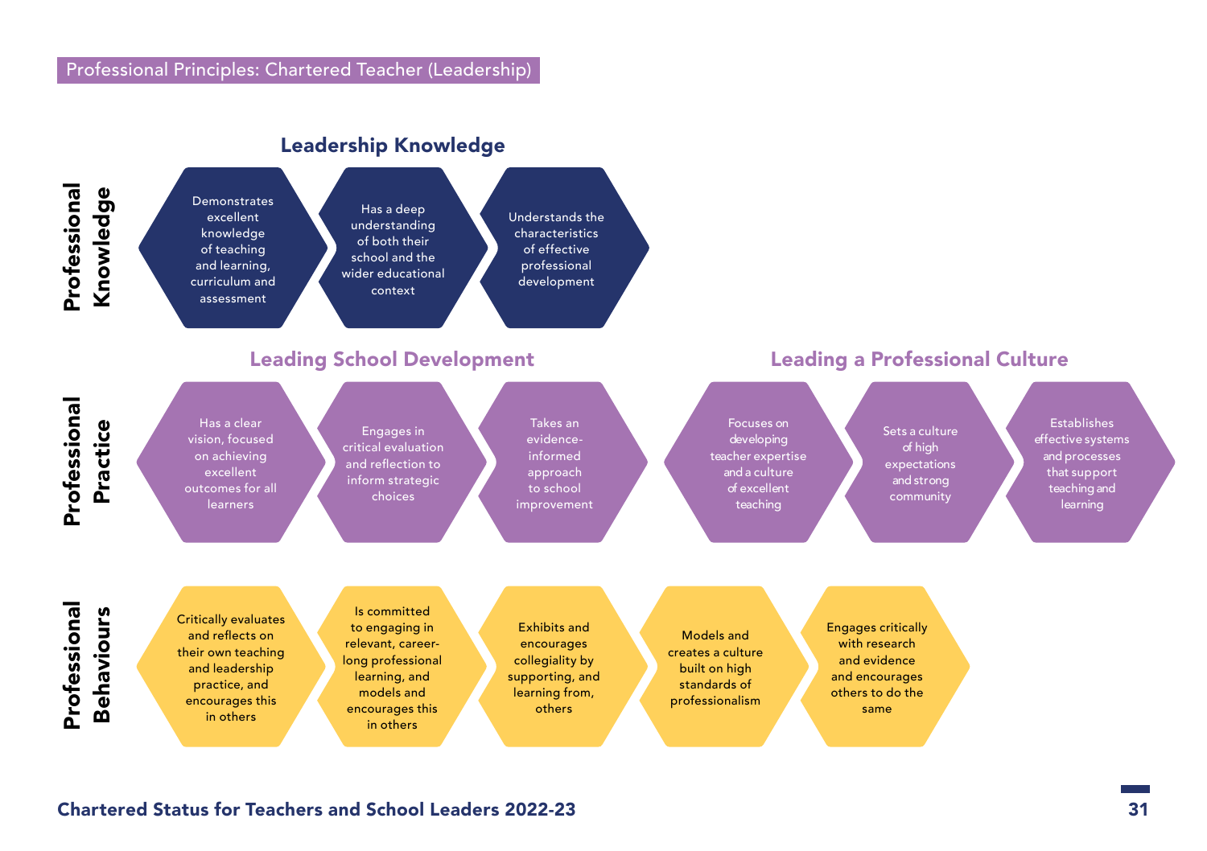# Professional Principles: Chartered Teacher (Leadership)

## Professional Knowledge

### Leadership Knowledge

- Demonstrates excellent knowledge of teaching and learning, curriculum and assessment
- Has a deep understanding of both their school and the wider educational context
- Understands the characteristics of effective professional development

## Professional Practice

### Leading School Development

- Has a clear vision, focused on achieving excellent outcomes for all learners
- Engages in critical evaluation and reflection to inform strategic choices
- Takes an evidence-informed approach to school improvement

### Leading a Professional Culture

- Focuses on developing teacher expertise and a culture of excellent teaching
- Sets a culture of high expectations and strong community
- Establishes effective systems and processes that support teaching and learning

## Professional Behaviours

- Critically evaluates and reflects on their own teaching and leadership practice, and encourages this in others
- Is committed to engaging in relevant, career-long professional learning, and models and encourages this in others
- Exhibits and encourages collegiality by supporting, and learning from, others
- Models and creates a culture built on high standards of professionalism
- Engages critically with research and evidence and encourages others to do the same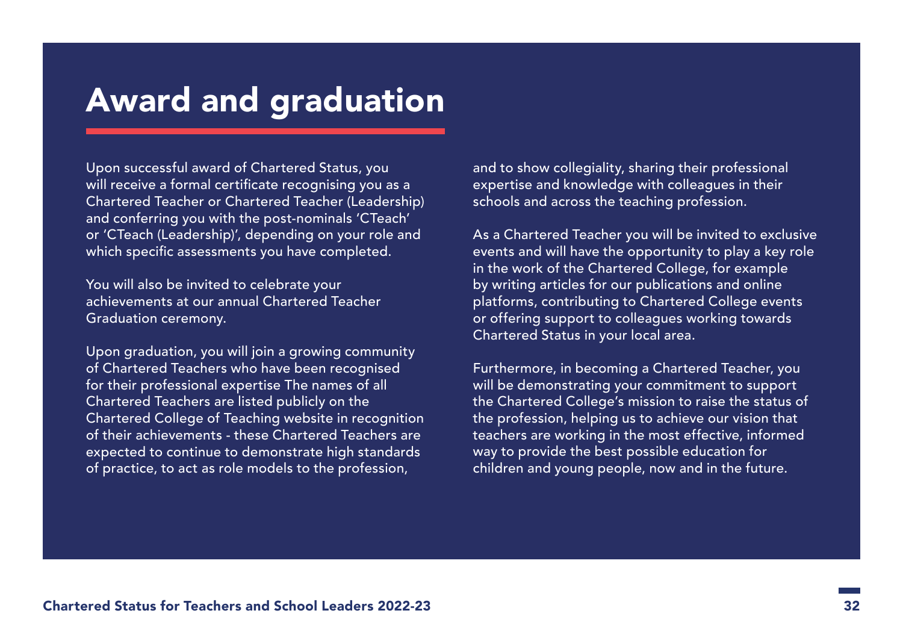# Award and graduation

Upon successful award of Chartered Status, you will receive a formal certificate recognising you as a Chartered Teacher or Chartered Teacher (Leadership) and conferring you with the post-nominals 'CTeach' or 'CTeach (Leadership)', depending on your role and which specific assessments you have completed.

You will also be invited to celebrate your achievements at our annual Chartered Teacher Graduation ceremony.

Upon graduation, you will join a growing community of Chartered Teachers who have been recognised for their professional expertise The names of all Chartered Teachers are listed publicly on the Chartered College of Teaching website in recognition of their achievements - these Chartered Teachers are expected to continue to demonstrate high standards of practice, to act as role models to the profession, and to show collegiality, sharing their professional expertise and knowledge with colleagues in their schools and across the teaching profession.

As a Chartered Teacher you will be invited to exclusive events and will have the opportunity to play a key role in the work of the Chartered College, for example by writing articles for our publications and online platforms, contributing to Chartered College events or offering support to colleagues working towards Chartered Status in your local area.

Furthermore, in becoming a Chartered Teacher, you will be demonstrating your commitment to support the Chartered College's mission to raise the status of the profession, helping us to achieve our vision that teachers are working in the most effective, informed way to provide the best possible education for children and young people, now and in the future.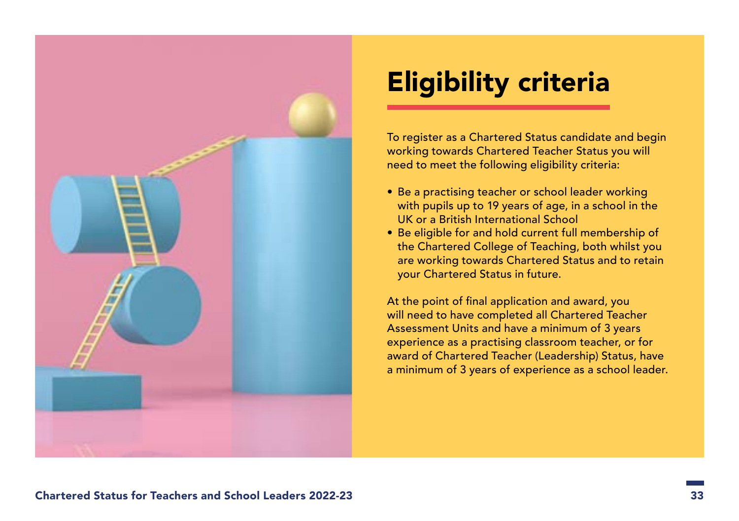# Eligibility criteria

To register as a Chartered Status candidate and begin working towards Chartered Teacher Status you will need to meet the following eligibility criteria:

- Be a practising teacher or school leader working with pupils up to 19 years of age, in a school in the UK or a British International School
- Be eligible for and hold current full membership of the Chartered College of Teaching, both whilst you are working towards Chartered Status and to retain your Chartered Status in future.

At the point of final application and award, you will need to have completed all Chartered Teacher Assessment Units and have a minimum of 3 years experience as a practising classroom teacher, or for award of Chartered Teacher (Leadership) Status, have a minimum of 3 years of experience as a school leader.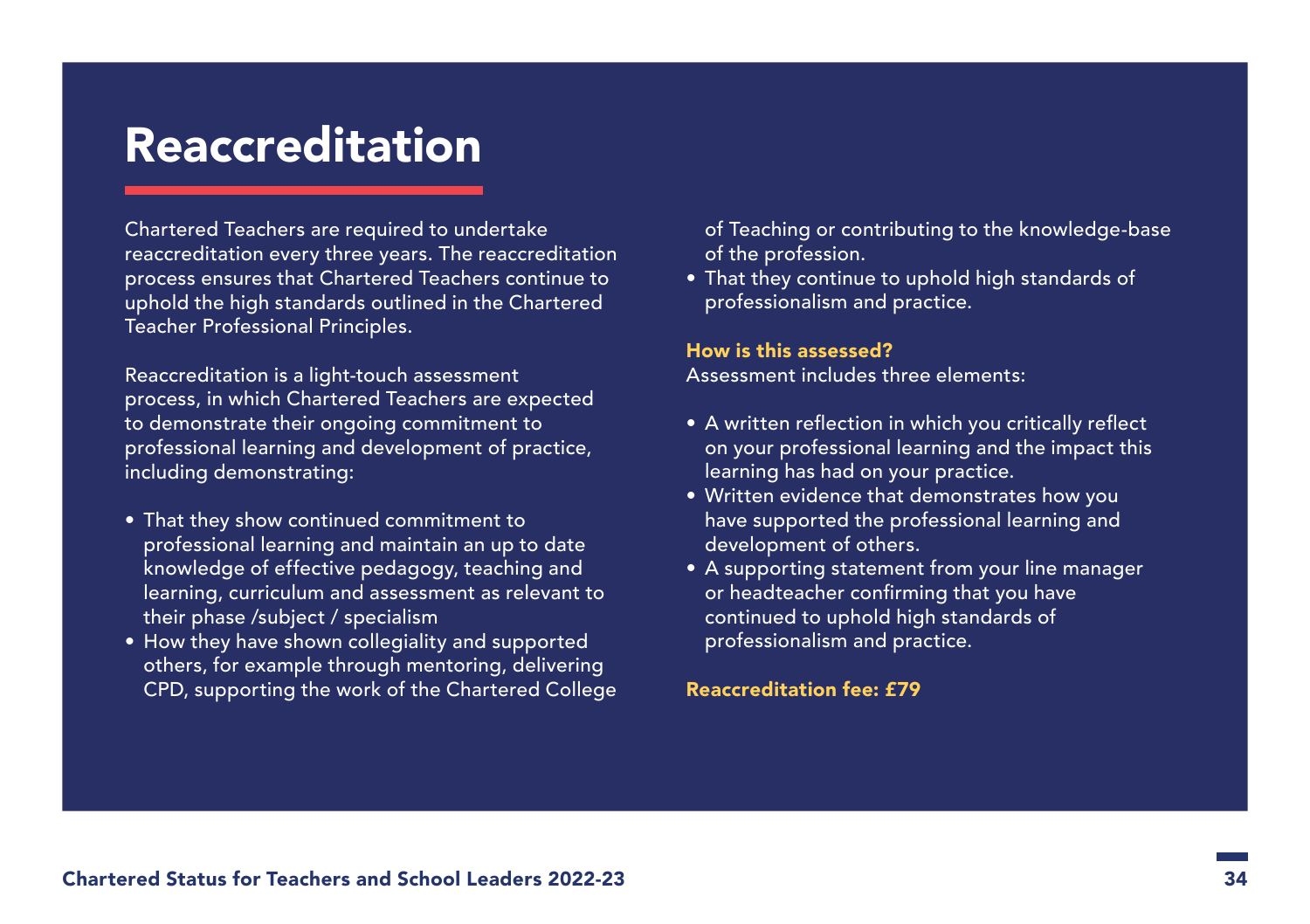# Reaccreditation

Chartered Teachers are required to undertake reaccreditation every three years. The reaccreditation process ensures that Chartered Teachers continue to uphold the high standards outlined in the Chartered Teacher Professional Principles.

Reaccreditation is a light-touch assessment process, in which Chartered Teachers are expected to demonstrate their ongoing commitment to professional learning and development of practice, including demonstrating:

- That they show continued commitment to professional learning and maintain an up to date knowledge of effective pedagogy, teaching and learning, curriculum and assessment as relevant to their phase /subject / specialism
- How they have shown collegiality and supported others, for example through mentoring, delivering CPD, supporting the work of the Chartered College of Teaching or contributing to the knowledge-base of the profession.
- That they continue to uphold high standards of professionalism and practice.

**How is this assessed?**
Assessment includes three elements:

- A written reflection in which you critically reflect on your professional learning and the impact this learning has had on your practice.
- Written evidence that demonstrates how you have supported the professional learning and development of others.
- A supporting statement from your line manager or headteacher confirming that you have continued to uphold high standards of professionalism and practice.

**Reaccreditation fee: £79**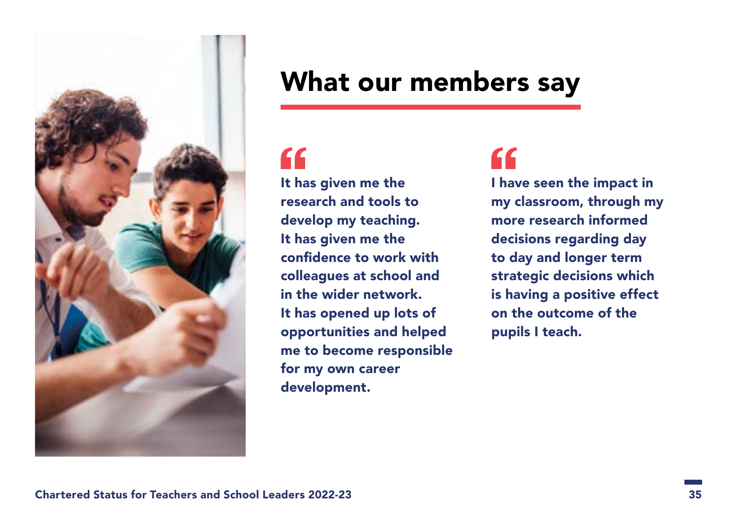# What our members say

> It has given me the research and tools to develop my teaching. It has given me the confidence to work with colleagues at school and in the wider network. It has opened up lots of opportunities and helped me to become responsible for my own career development.

> I have seen the impact in my classroom, through my more research informed decisions regarding day to day and longer term strategic decisions which is having a positive effect on the outcome of the pupils I teach.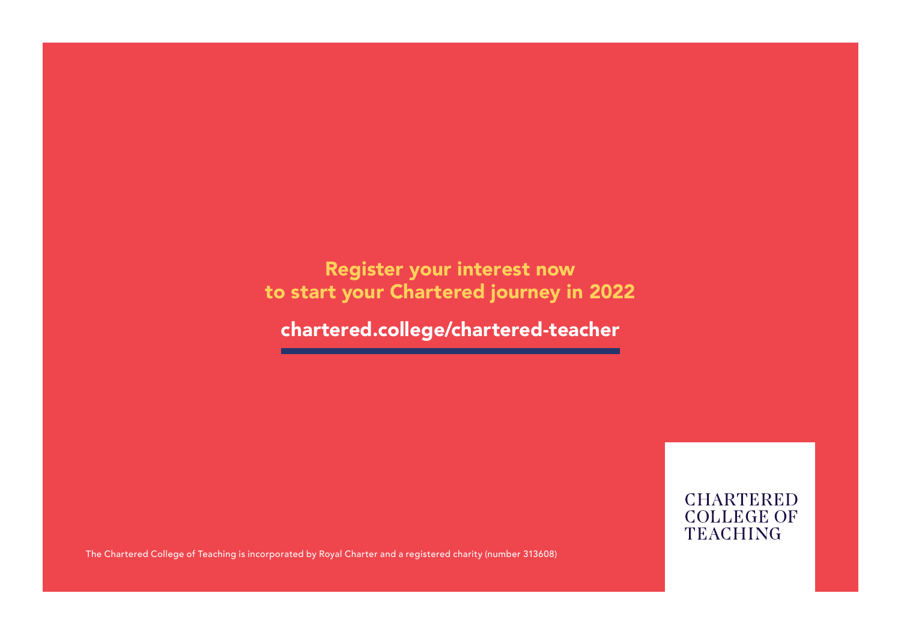**Register your interest now to start your Chartered journey in 2022**

**chartered.college/chartered-teacher**

CHARTERED COLLEGE OF TEACHING

The Chartered College of Teaching is incorporated by Royal Charter and a registered charity (number 313608)